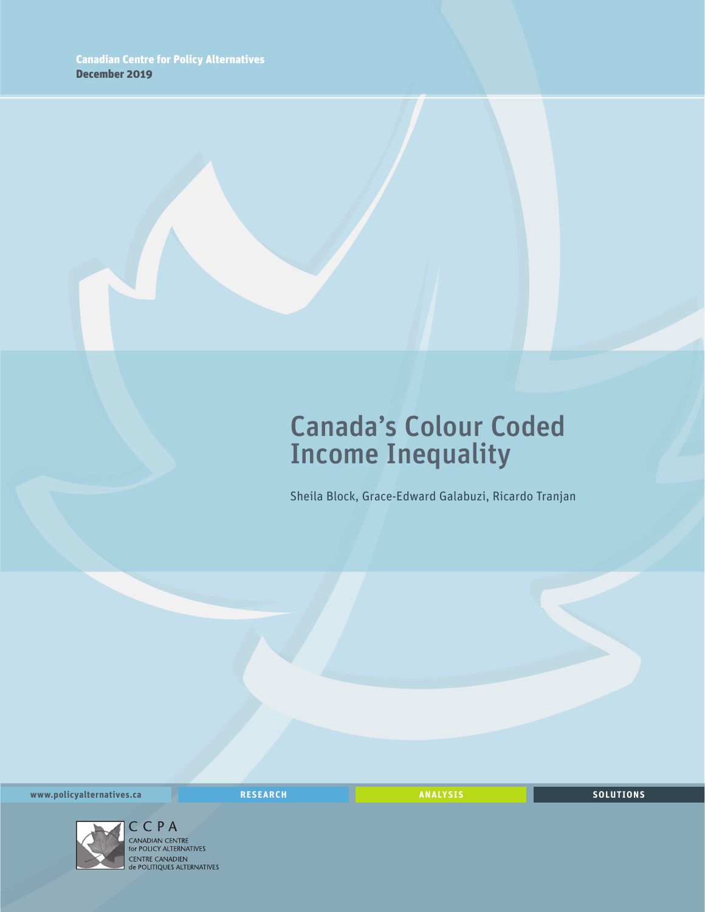Canadian Centre for Policy Alternatives
December 2019

# Canada's Colour Coded Income Inequality

Sheila Block, Grace-Edward Galabuzi, Ricardo Tranjan

www.policyalternatives.ca RESEARCH ANALYSIS SOLUTIONS

CCPA
CANADIAN CENTRE for POLICY ALTERNATIVES
CENTRE CANADIEN de POLITIQUES ALTERNATIVES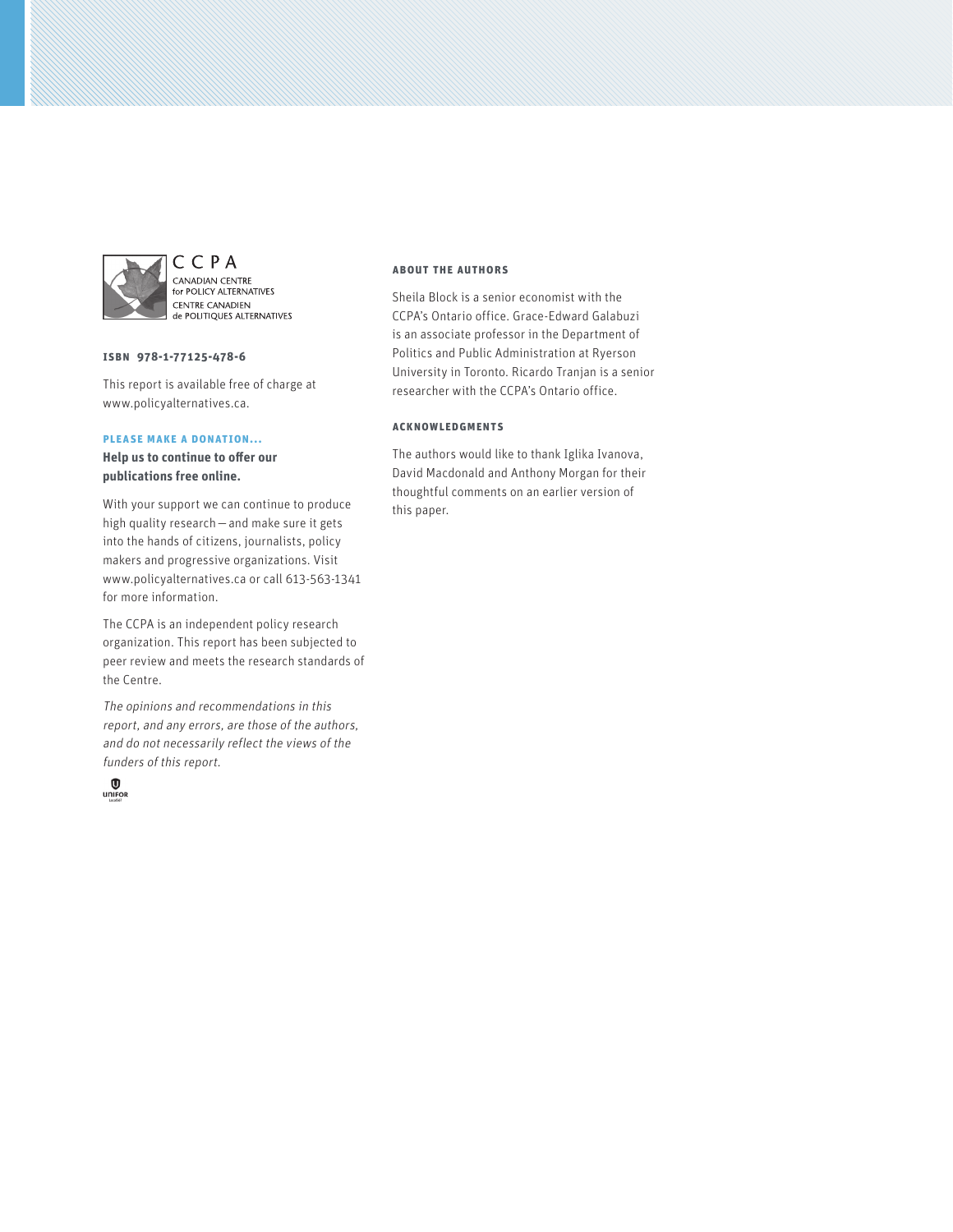CCPA
CANADIAN CENTRE for POLICY ALTERNATIVES
CENTRE CANADIEN de POLITIQUES ALTERNATIVES

**ISBN 978-1-77125-478-6**

This report is available free of charge at www.policyalternatives.ca.

**PLEASE MAKE A DONATION...**

**Help us to continue to offer our publications free online.**

With your support we can continue to produce high quality research—and make sure it gets into the hands of citizens, journalists, policy makers and progressive organizations. Visit www.policyalternatives.ca or call 613-563-1341 for more information.

The CCPA is an independent policy research organization. This report has been subjected to peer review and meets the research standards of the Centre.

*The opinions and recommendations in this report, and any errors, are those of the authors, and do not necessarily reflect the views of the funders of this report.*

UNIFOR

**ABOUT THE AUTHORS**

Sheila Block is a senior economist with the CCPA's Ontario office. Grace-Edward Galabuzi is an associate professor in the Department of Politics and Public Administration at Ryerson University in Toronto. Ricardo Tranjan is a senior researcher with the CCPA's Ontario office.

**ACKNOWLEDGMENTS**

The authors would like to thank Iglika Ivanova, David Macdonald and Anthony Morgan for their thoughtful comments on an earlier version of this paper.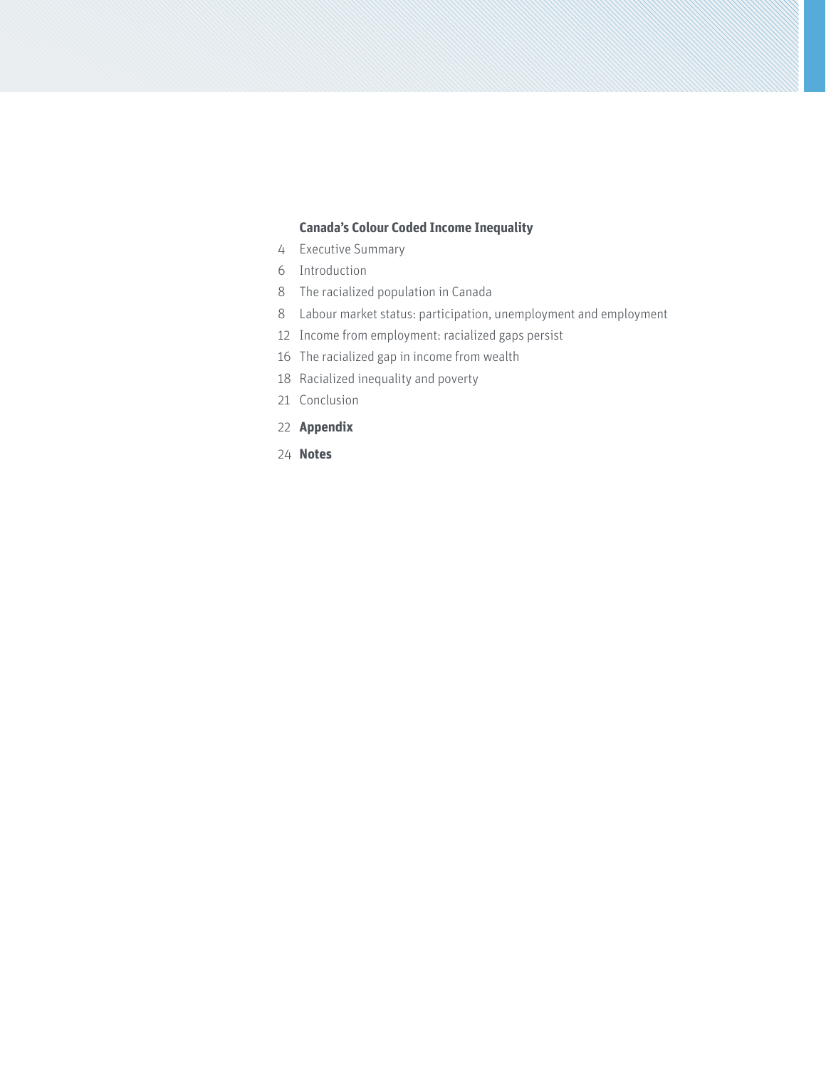**Canada's Colour Coded Income Inequality**

4 Executive Summary

6 Introduction

8 The racialized population in Canada

8 Labour market status: participation, unemployment and employment

12 Income from employment: racialized gaps persist

16 The racialized gap in income from wealth

18 Racialized inequality and poverty

21 Conclusion

22 **Appendix**

24 **Notes**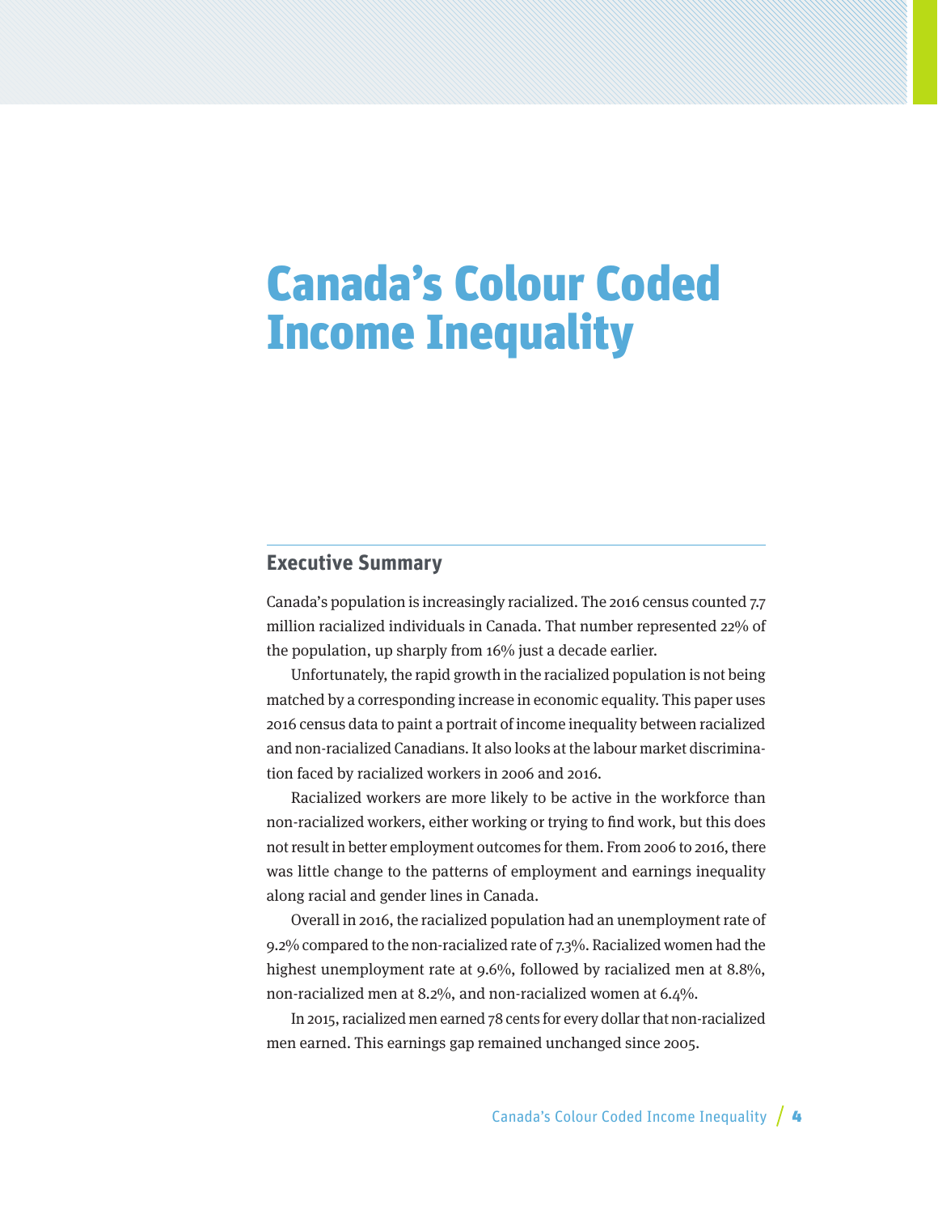# Canada's Colour Coded Income Inequality

## Executive Summary

Canada's population is increasingly racialized. The 2016 census counted 7.7 million racialized individuals in Canada. That number represented 22% of the population, up sharply from 16% just a decade earlier.

Unfortunately, the rapid growth in the racialized population is not being matched by a corresponding increase in economic equality. This paper uses 2016 census data to paint a portrait of income inequality between racialized and non-racialized Canadians. It also looks at the labour market discrimination faced by racialized workers in 2006 and 2016.

Racialized workers are more likely to be active in the workforce than non-racialized workers, either working or trying to find work, but this does not result in better employment outcomes for them. From 2006 to 2016, there was little change to the patterns of employment and earnings inequality along racial and gender lines in Canada.

Overall in 2016, the racialized population had an unemployment rate of 9.2% compared to the non-racialized rate of 7.3%. Racialized women had the highest unemployment rate at 9.6%, followed by racialized men at 8.8%, non-racialized men at 8.2%, and non-racialized women at 6.4%.

In 2015, racialized men earned 78 cents for every dollar that non-racialized men earned. This earnings gap remained unchanged since 2005.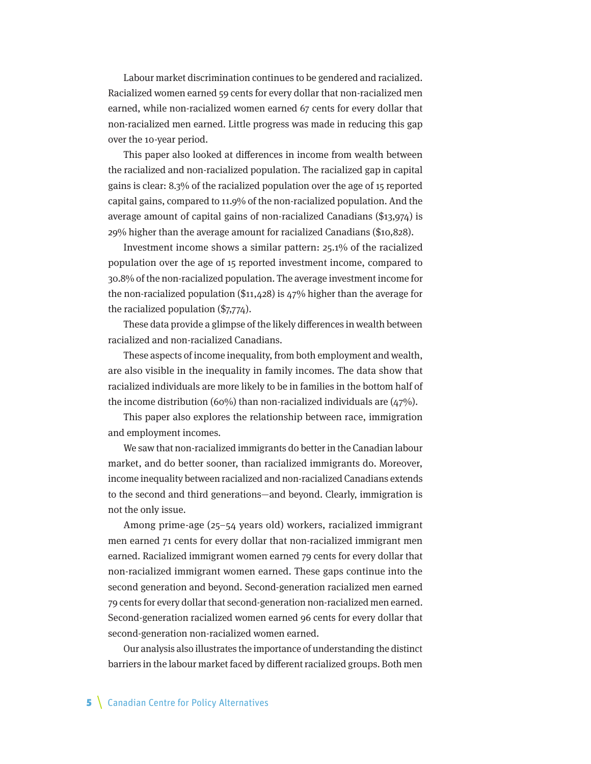Labour market discrimination continues to be gendered and racialized. Racialized women earned 59 cents for every dollar that non-racialized men earned, while non-racialized women earned 67 cents for every dollar that non-racialized men earned. Little progress was made in reducing this gap over the 10-year period.

This paper also looked at differences in income from wealth between the racialized and non-racialized population. The racialized gap in capital gains is clear: 8.3% of the racialized population over the age of 15 reported capital gains, compared to 11.9% of the non-racialized population. And the average amount of capital gains of non-racialized Canadians ($13,974) is 29% higher than the average amount for racialized Canadians ($10,828).

Investment income shows a similar pattern: 25.1% of the racialized population over the age of 15 reported investment income, compared to 30.8% of the non-racialized population. The average investment income for the non-racialized population ($11,428) is 47% higher than the average for the racialized population ($7,774).

These data provide a glimpse of the likely differences in wealth between racialized and non-racialized Canadians.

These aspects of income inequality, from both employment and wealth, are also visible in the inequality in family incomes. The data show that racialized individuals are more likely to be in families in the bottom half of the income distribution (60%) than non-racialized individuals are (47%).

This paper also explores the relationship between race, immigration and employment incomes.

We saw that non-racialized immigrants do better in the Canadian labour market, and do better sooner, than racialized immigrants do. Moreover, income inequality between racialized and non-racialized Canadians extends to the second and third generations—and beyond. Clearly, immigration is not the only issue.

Among prime-age (25–54 years old) workers, racialized immigrant men earned 71 cents for every dollar that non-racialized immigrant men earned. Racialized immigrant women earned 79 cents for every dollar that non-racialized immigrant women earned. These gaps continue into the second generation and beyond. Second-generation racialized men earned 79 cents for every dollar that second-generation non-racialized men earned. Second-generation racialized women earned 96 cents for every dollar that second-generation non-racialized women earned.

Our analysis also illustrates the importance of understanding the distinct barriers in the labour market faced by different racialized groups. Both men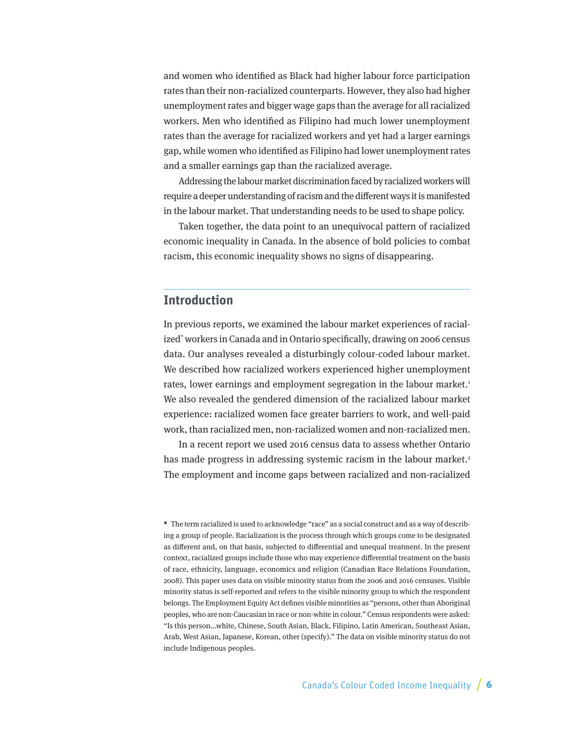and women who identified as Black had higher labour force participation rates than their non-racialized counterparts. However, they also had higher unemployment rates and bigger wage gaps than the average for all racialized workers. Men who identified as Filipino had much lower unemployment rates than the average for racialized workers and yet had a larger earnings gap, while women who identified as Filipino had lower unemployment rates and a smaller earnings gap than the racialized average.

Addressing the labour market discrimination faced by racialized workers will require a deeper understanding of racism and the different ways it is manifested in the labour market. That understanding needs to be used to shape policy.

Taken together, the data point to an unequivocal pattern of racialized economic inequality in Canada. In the absence of bold policies to combat racism, this economic inequality shows no signs of disappearing.

## Introduction

In previous reports, we examined the labour market experiences of racialized* workers in Canada and in Ontario specifically, drawing on 2006 census data. Our analyses revealed a disturbingly colour-coded labour market. We described how racialized workers experienced higher unemployment rates, lower earnings and employment segregation in the labour market.[1] We also revealed the gendered dimension of the racialized labour market experience: racialized women face greater barriers to work, and well-paid work, than racialized men, non-racialized women and non-racialized men.

In a recent report we used 2016 census data to assess whether Ontario has made progress in addressing systemic racism in the labour market.[2] The employment and income gaps between racialized and non-racialized

**\*** The term racialized is used to acknowledge "race" as a social construct and as a way of describing a group of people. Racialization is the process through which groups come to be designated as different and, on that basis, subjected to differential and unequal treatment. In the present context, racialized groups include those who may experience differential treatment on the basis of race, ethnicity, language, economics and religion (Canadian Race Relations Foundation, 2008). This paper uses data on visible minority status from the 2006 and 2016 censuses. Visible minority status is self-reported and refers to the visible minority group to which the respondent belongs. The Employment Equity Act defines visible minorities as "persons, other than Aboriginal peoples, who are non-Caucasian in race or non-white in colour." Census respondents were asked: "Is this person…white, Chinese, South Asian, Black, Filipino, Latin American, Southeast Asian, Arab, West Asian, Japanese, Korean, other (specify)." The data on visible minority status do not include Indigenous peoples.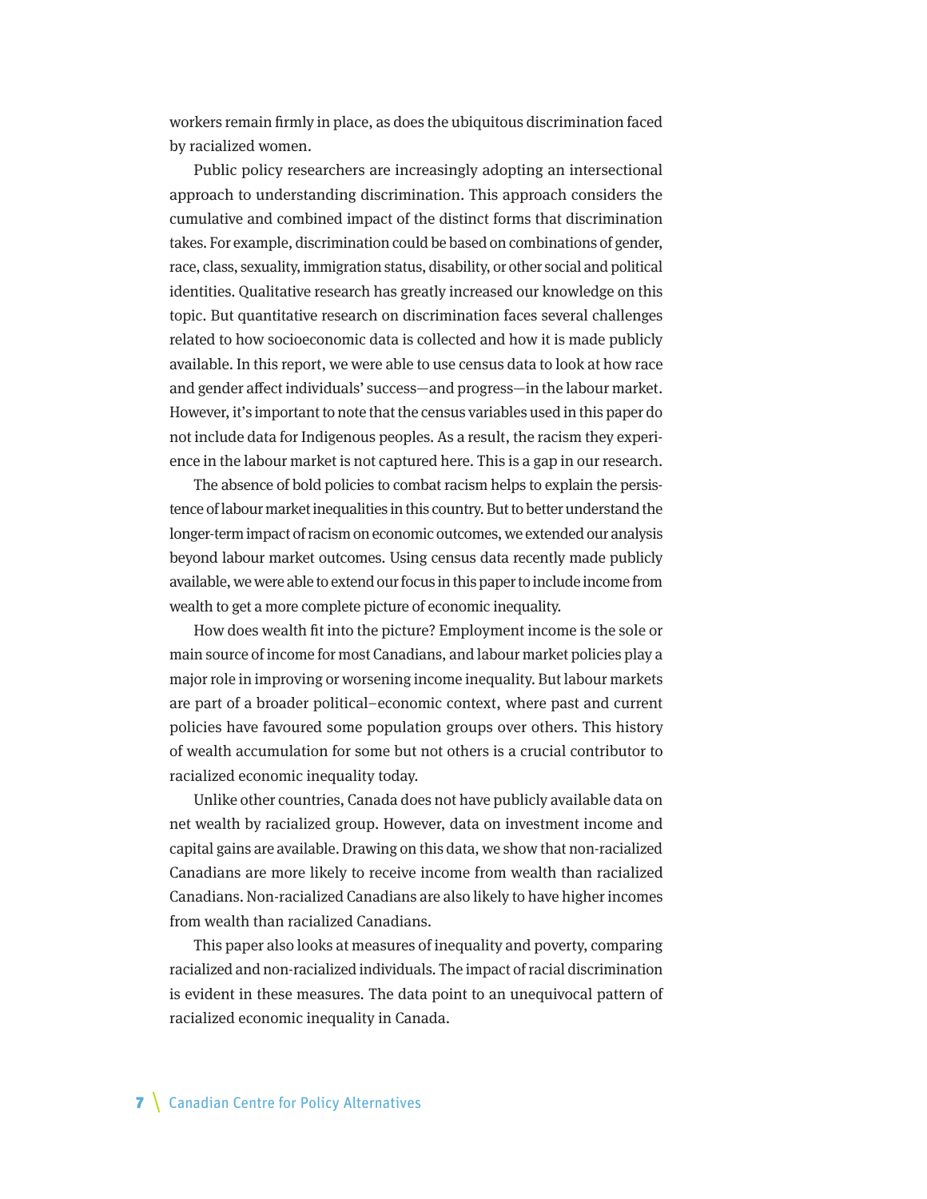workers remain firmly in place, as does the ubiquitous discrimination faced by racialized women.

Public policy researchers are increasingly adopting an intersectional approach to understanding discrimination. This approach considers the cumulative and combined impact of the distinct forms that discrimination takes. For example, discrimination could be based on combinations of gender, race, class, sexuality, immigration status, disability, or other social and political identities. Qualitative research has greatly increased our knowledge on this topic. But quantitative research on discrimination faces several challenges related to how socioeconomic data is collected and how it is made publicly available. In this report, we were able to use census data to look at how race and gender affect individuals' success—and progress—in the labour market. However, it's important to note that the census variables used in this paper do not include data for Indigenous peoples. As a result, the racism they experience in the labour market is not captured here. This is a gap in our research.

The absence of bold policies to combat racism helps to explain the persistence of labour market inequalities in this country. But to better understand the longer-term impact of racism on economic outcomes, we extended our analysis beyond labour market outcomes. Using census data recently made publicly available, we were able to extend our focus in this paper to include income from wealth to get a more complete picture of economic inequality.

How does wealth fit into the picture? Employment income is the sole or main source of income for most Canadians, and labour market policies play a major role in improving or worsening income inequality. But labour markets are part of a broader political–economic context, where past and current policies have favoured some population groups over others. This history of wealth accumulation for some but not others is a crucial contributor to racialized economic inequality today.

Unlike other countries, Canada does not have publicly available data on net wealth by racialized group. However, data on investment income and capital gains are available. Drawing on this data, we show that non-racialized Canadians are more likely to receive income from wealth than racialized Canadians. Non-racialized Canadians are also likely to have higher incomes from wealth than racialized Canadians.

This paper also looks at measures of inequality and poverty, comparing racialized and non-racialized individuals. The impact of racial discrimination is evident in these measures. The data point to an unequivocal pattern of racialized economic inequality in Canada.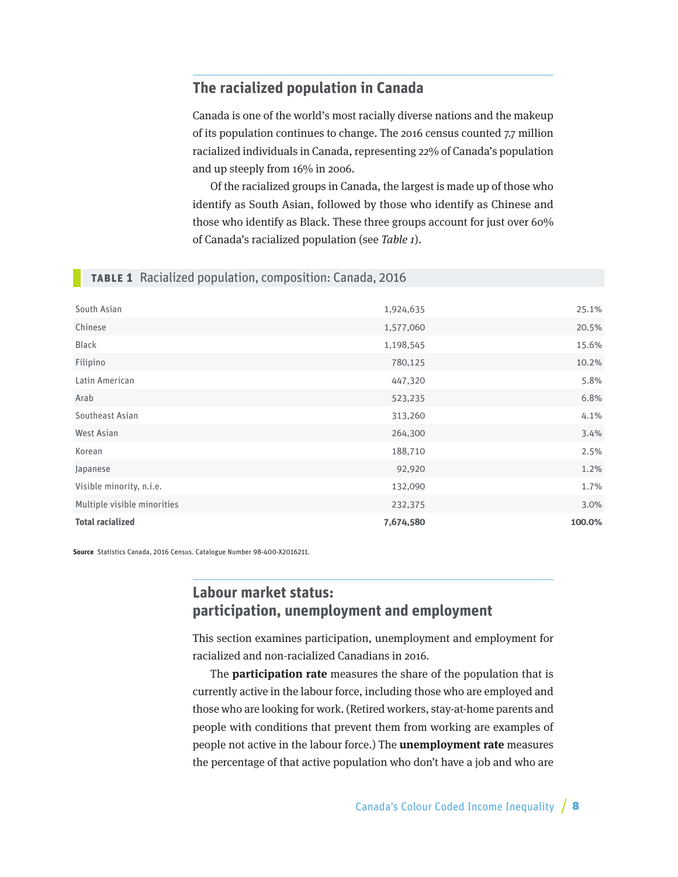## The racialized population in Canada

Canada is one of the world's most racially diverse nations and the makeup of its population continues to change. The 2016 census counted 7.7 million racialized individuals in Canada, representing 22% of Canada's population and up steeply from 16% in 2006.

Of the racialized groups in Canada, the largest is made up of those who identify as South Asian, followed by those who identify as Chinese and those who identify as Black. These three groups account for just over 60% of Canada's racialized population (see *Table 1*).

**TABLE 1** Racialized population, composition: Canada, 2016

| | | |
|---|---|---|
| South Asian | 1,924,635 | 25.1% |
| Chinese | 1,577,060 | 20.5% |
| Black | 1,198,545 | 15.6% |
| Filipino | 780,125 | 10.2% |
| Latin American | 447,320 | 5.8% |
| Arab | 523,235 | 6.8% |
| Southeast Asian | 313,260 | 4.1% |
| West Asian | 264,300 | 3.4% |
| Korean | 188,710 | 2.5% |
| Japanese | 92,920 | 1.2% |
| Visible minority, n.i.e. | 132,090 | 1.7% |
| Multiple visible minorities | 232,375 | 3.0% |
| **Total racialized** | **7,674,580** | **100.0%** |

**Source** Statistics Canada, 2016 Census. Catalogue Number 98-400-X2016211.

## Labour market status: participation, unemployment and employment

This section examines participation, unemployment and employment for racialized and non-racialized Canadians in 2016.

The **participation rate** measures the share of the population that is currently active in the labour force, including those who are employed and those who are looking for work. (Retired workers, stay-at-home parents and people with conditions that prevent them from working are examples of people not active in the labour force.) The **unemployment rate** measures the percentage of that active population who don't have a job and who are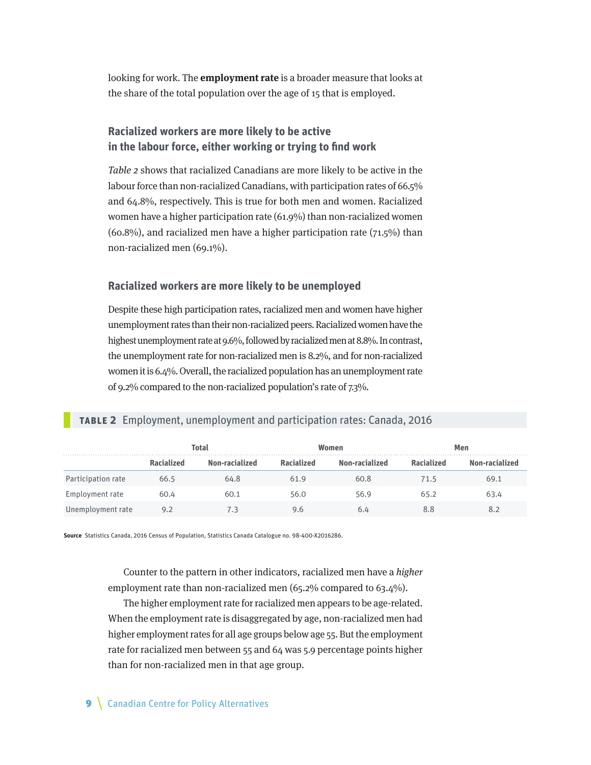looking for work. The **employment rate** is a broader measure that looks at the share of the total population over the age of 15 that is employed.

### Racialized workers are more likely to be active in the labour force, either working or trying to find work

*Table 2* shows that racialized Canadians are more likely to be active in the labour force than non-racialized Canadians, with participation rates of 66.5% and 64.8%, respectively. This is true for both men and women. Racialized women have a higher participation rate (61.9%) than non-racialized women (60.8%), and racialized men have a higher participation rate (71.5%) than non-racialized men (69.1%).

### Racialized workers are more likely to be unemployed

Despite these high participation rates, racialized men and women have higher unemployment rates than their non-racialized peers. Racialized women have the highest unemployment rate at 9.6%, followed by racialized men at 8.8%. In contrast, the unemployment rate for non-racialized men is 8.2%, and for non-racialized women it is 6.4%. Overall, the racialized population has an unemployment rate of 9.2% compared to the non-racialized population's rate of 7.3%.

**TABLE 2** Employment, unemployment and participation rates: Canada, 2016

| | Total | | Women | | Men | |
|---|---|---|---|---|---|---|
| | Racialized | Non-racialized | Racialized | Non-racialized | Racialized | Non-racialized |
| Participation rate | 66.5 | 64.8 | 61.9 | 60.8 | 71.5 | 69.1 |
| Employment rate | 60.4 | 60.1 | 56.0 | 56.9 | 65.2 | 63.4 |
| Unemployment rate | 9.2 | 7.3 | 9.6 | 6.4 | 8.8 | 8.2 |

**Source** Statistics Canada, 2016 Census of Population, Statistics Canada Catalogue no. 98-400-X2016286.

Counter to the pattern in other indicators, racialized men have a *higher* employment rate than non-racialized men (65.2% compared to 63.4%).

The higher employment rate for racialized men appears to be age-related. When the employment rate is disaggregated by age, non-racialized men had higher employment rates for all age groups below age 55. But the employment rate for racialized men between 55 and 64 was 5.9 percentage points higher than for non-racialized men in that age group.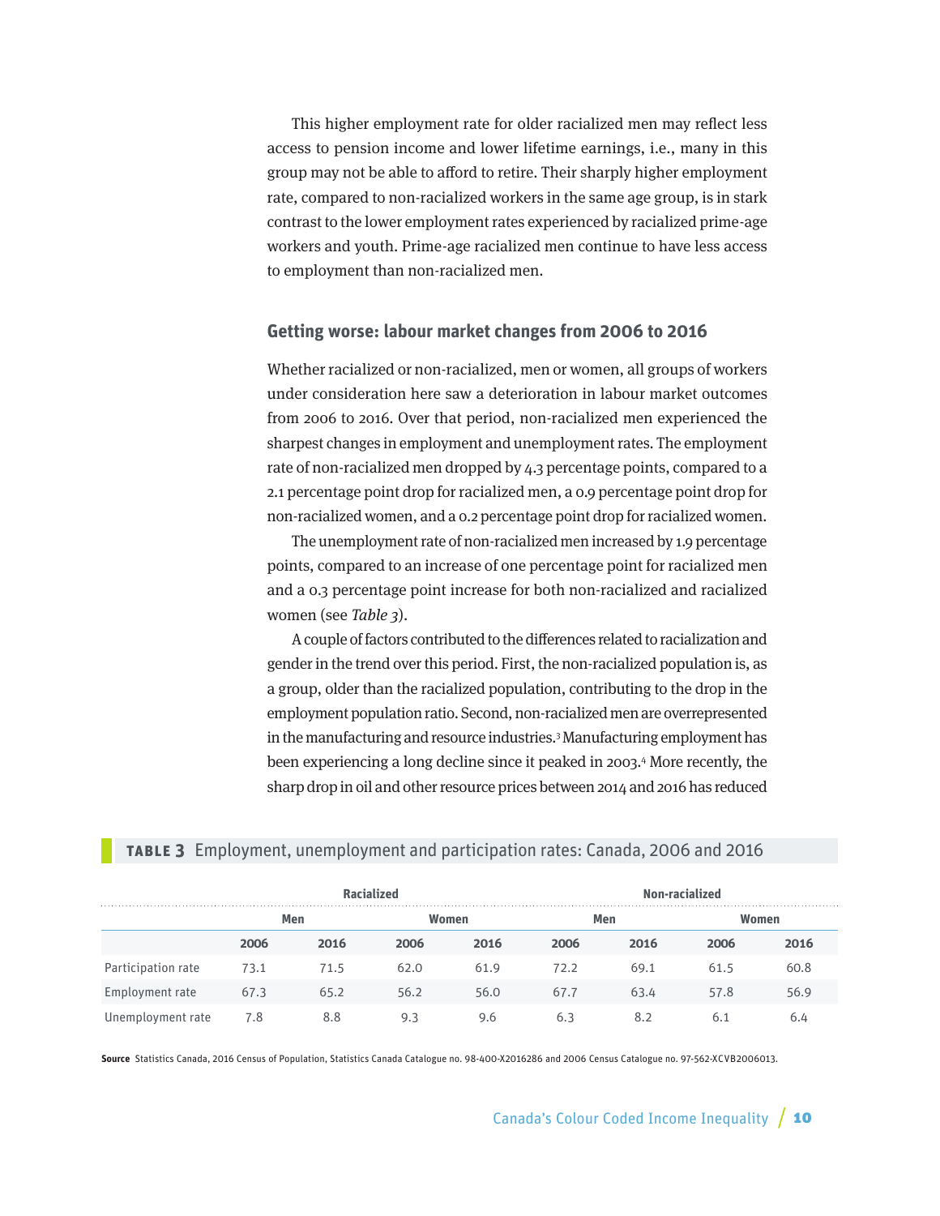This higher employment rate for older racialized men may reflect less access to pension income and lower lifetime earnings, i.e., many in this group may not be able to afford to retire. Their sharply higher employment rate, compared to non-racialized workers in the same age group, is in stark contrast to the lower employment rates experienced by racialized prime-age workers and youth. Prime-age racialized men continue to have less access to employment than non-racialized men.

## Getting worse: labour market changes from 2006 to 2016

Whether racialized or non-racialized, men or women, all groups of workers under consideration here saw a deterioration in labour market outcomes from 2006 to 2016. Over that period, non-racialized men experienced the sharpest changes in employment and unemployment rates. The employment rate of non-racialized men dropped by 4.3 percentage points, compared to a 2.1 percentage point drop for racialized men, a 0.9 percentage point drop for non-racialized women, and a 0.2 percentage point drop for racialized women.

The unemployment rate of non-racialized men increased by 1.9 percentage points, compared to an increase of one percentage point for racialized men and a 0.3 percentage point increase for both non-racialized and racialized women (see *Table 3*).

A couple of factors contributed to the differences related to racialization and gender in the trend over this period. First, the non-racialized population is, as a group, older than the racialized population, contributing to the drop in the employment population ratio. Second, non-racialized men are overrepresented in the manufacturing and resource industries.[3] Manufacturing employment has been experiencing a long decline since it peaked in 2003.[4] More recently, the sharp drop in oil and other resource prices between 2014 and 2016 has reduced

**TABLE 3** Employment, unemployment and participation rates: Canada, 2006 and 2016

| | Racialized | | | | Non-racialized | | | |
|---|---|---|---|---|---|---|---|---|
| | Men | | Women | | Men | | Women | |
| | 2006 | 2016 | 2006 | 2016 | 2006 | 2016 | 2006 | 2016 |
| Participation rate | 73.1 | 71.5 | 62.0 | 61.9 | 72.2 | 69.1 | 61.5 | 60.8 |
| Employment rate | 67.3 | 65.2 | 56.2 | 56.0 | 67.7 | 63.4 | 57.8 | 56.9 |
| Unemployment rate | 7.8 | 8.8 | 9.3 | 9.6 | 6.3 | 8.2 | 6.1 | 6.4 |

**Source** Statistics Canada, 2016 Census of Population, Statistics Canada Catalogue no. 98-400-X2016286 and 2006 Census Catalogue no. 97-562-XCVB2006013.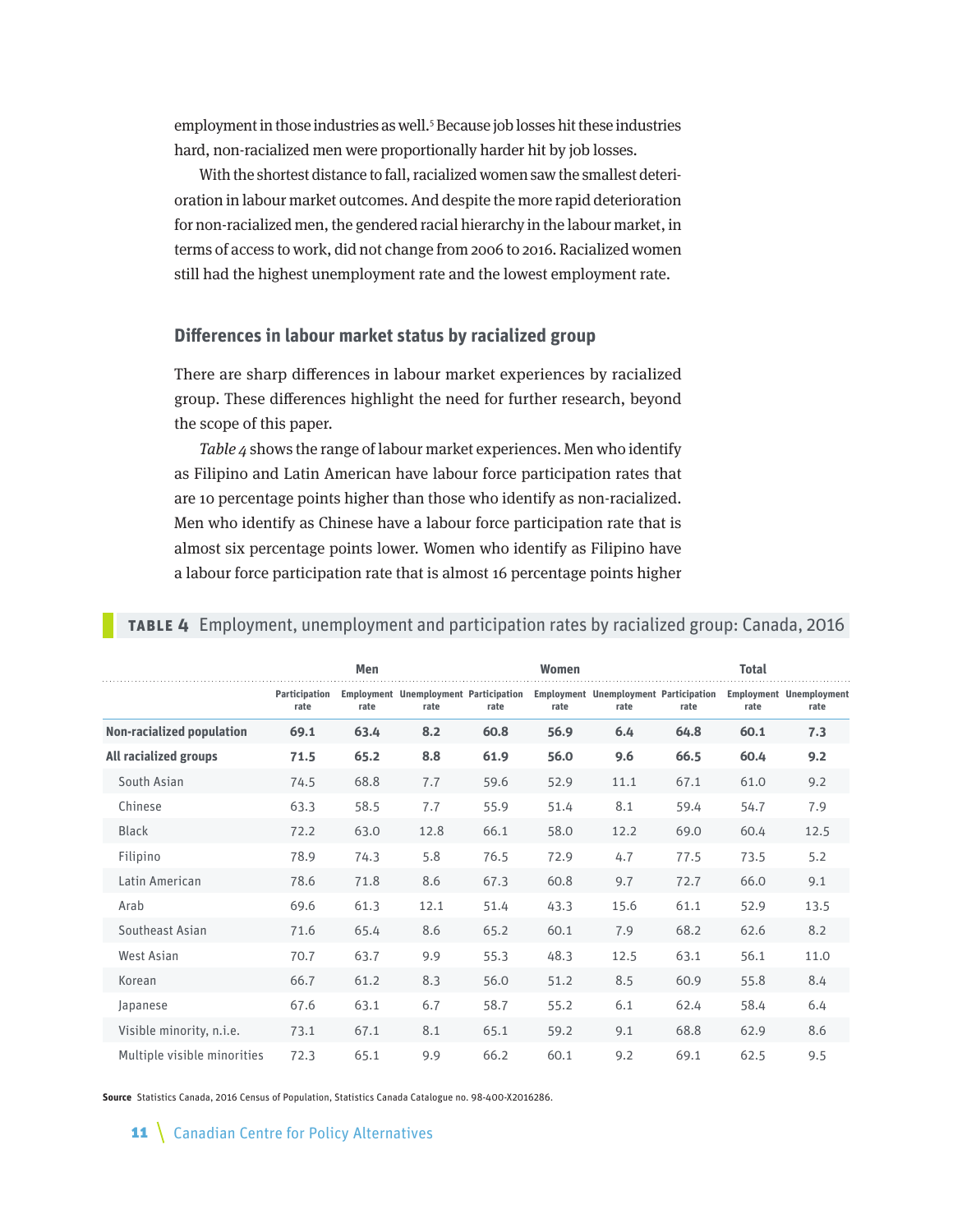employment in those industries as well.[5] Because job losses hit these industries hard, non-racialized men were proportionally harder hit by job losses.

With the shortest distance to fall, racialized women saw the smallest deterioration in labour market outcomes. And despite the more rapid deterioration for non-racialized men, the gendered racial hierarchy in the labour market, in terms of access to work, did not change from 2006 to 2016. Racialized women still had the highest unemployment rate and the lowest employment rate.

## Differences in labour market status by racialized group

There are sharp differences in labour market experiences by racialized group. These differences highlight the need for further research, beyond the scope of this paper.

*Table 4* shows the range of labour market experiences. Men who identify as Filipino and Latin American have labour force participation rates that are 10 percentage points higher than those who identify as non-racialized. Men who identify as Chinese have a labour force participation rate that is almost six percentage points lower. Women who identify as Filipino have a labour force participation rate that is almost 16 percentage points higher

**TABLE 4** Employment, unemployment and participation rates by racialized group: Canada, 2016

| | Men | | | Women | | | Total | | |
|---|---|---|---|---|---|---|---|---|---|
| | Participation rate | Employment rate | Unemployment rate | Participation rate | Employment rate | Unemployment rate | Participation rate | Employment rate | Unemployment rate |
| **Non-racialized population** | **69.1** | **63.4** | **8.2** | **60.8** | **56.9** | **6.4** | **64.8** | **60.1** | **7.3** |
| **All racialized groups** | **71.5** | **65.2** | **8.8** | **61.9** | **56.0** | **9.6** | **66.5** | **60.4** | **9.2** |
| South Asian | 74.5 | 68.8 | 7.7 | 59.6 | 52.9 | 11.1 | 67.1 | 61.0 | 9.2 |
| Chinese | 63.3 | 58.5 | 7.7 | 55.9 | 51.4 | 8.1 | 59.4 | 54.7 | 7.9 |
| Black | 72.2 | 63.0 | 12.8 | 66.1 | 58.0 | 12.2 | 69.0 | 60.4 | 12.5 |
| Filipino | 78.9 | 74.3 | 5.8 | 76.5 | 72.9 | 4.7 | 77.5 | 73.5 | 5.2 |
| Latin American | 78.6 | 71.8 | 8.6 | 67.3 | 60.8 | 9.7 | 72.7 | 66.0 | 9.1 |
| Arab | 69.6 | 61.3 | 12.1 | 51.4 | 43.3 | 15.6 | 61.1 | 52.9 | 13.5 |
| Southeast Asian | 71.6 | 65.4 | 8.6 | 65.2 | 60.1 | 7.9 | 68.2 | 62.6 | 8.2 |
| West Asian | 70.7 | 63.7 | 9.9 | 55.3 | 48.3 | 12.5 | 63.1 | 56.1 | 11.0 |
| Korean | 66.7 | 61.2 | 8.3 | 56.0 | 51.2 | 8.5 | 60.9 | 55.8 | 8.4 |
| Japanese | 67.6 | 63.1 | 6.7 | 58.7 | 55.2 | 6.1 | 62.4 | 58.4 | 6.4 |
| Visible minority, n.i.e. | 73.1 | 67.1 | 8.1 | 65.1 | 59.2 | 9.1 | 68.8 | 62.9 | 8.6 |
| Multiple visible minorities | 72.3 | 65.1 | 9.9 | 66.2 | 60.1 | 9.2 | 69.1 | 62.5 | 9.5 |

**Source** Statistics Canada, 2016 Census of Population, Statistics Canada Catalogue no. 98-400-X2016286.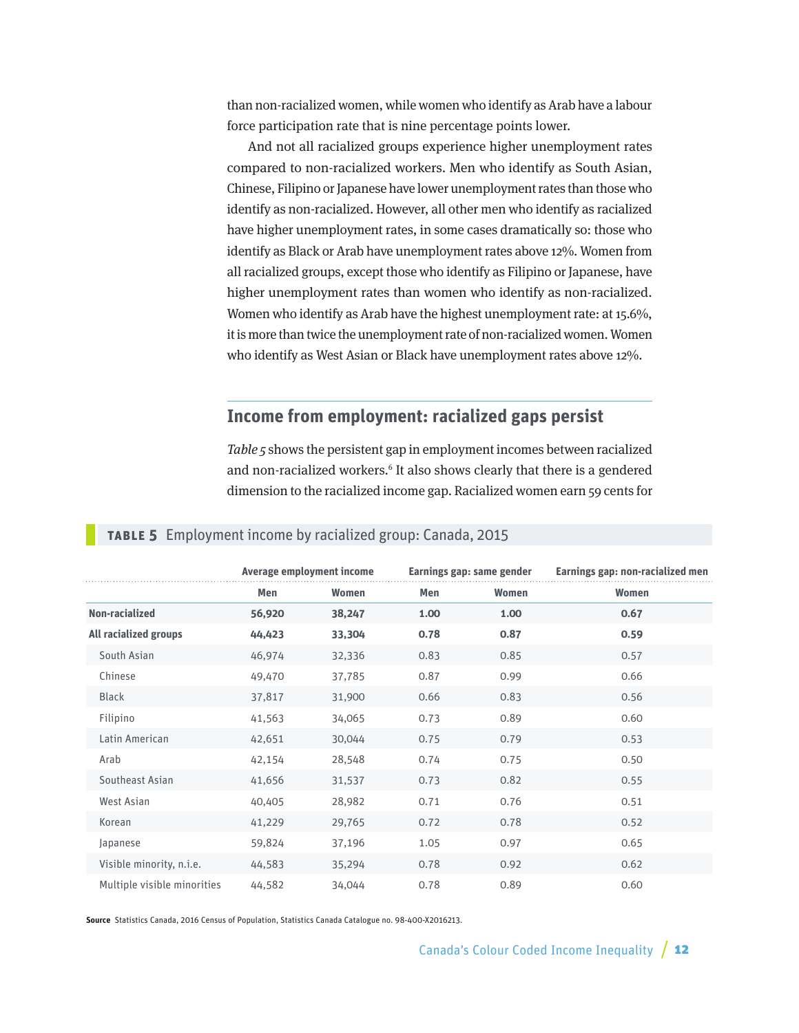than non-racialized women, while women who identify as Arab have a labour force participation rate that is nine percentage points lower.

And not all racialized groups experience higher unemployment rates compared to non-racialized workers. Men who identify as South Asian, Chinese, Filipino or Japanese have lower unemployment rates than those who identify as non-racialized. However, all other men who identify as racialized have higher unemployment rates, in some cases dramatically so: those who identify as Black or Arab have unemployment rates above 12%. Women from all racialized groups, except those who identify as Filipino or Japanese, have higher unemployment rates than women who identify as non-racialized. Women who identify as Arab have the highest unemployment rate: at 15.6%, it is more than twice the unemployment rate of non-racialized women. Women who identify as West Asian or Black have unemployment rates above 12%.

## Income from employment: racialized gaps persist

*Table 5* shows the persistent gap in employment incomes between racialized and non-racialized workers.[6] It also shows clearly that there is a gendered dimension to the racialized income gap. Racialized women earn 59 cents for

**TABLE 5** Employment income by racialized group: Canada, 2015

| | Average employment income | | Earnings gap: same gender | | Earnings gap: non-racialized men |
|---|---|---|---|---|---|
| | Men | Women | Men | Women | Women |
| **Non-racialized** | **56,920** | **38,247** | **1.00** | **1.00** | **0.67** |
| **All racialized groups** | **44,423** | **33,304** | **0.78** | **0.87** | **0.59** |
| South Asian | 46,974 | 32,336 | 0.83 | 0.85 | 0.57 |
| Chinese | 49,470 | 37,785 | 0.87 | 0.99 | 0.66 |
| Black | 37,817 | 31,900 | 0.66 | 0.83 | 0.56 |
| Filipino | 41,563 | 34,065 | 0.73 | 0.89 | 0.60 |
| Latin American | 42,651 | 30,044 | 0.75 | 0.79 | 0.53 |
| Arab | 42,154 | 28,548 | 0.74 | 0.75 | 0.50 |
| Southeast Asian | 41,656 | 31,537 | 0.73 | 0.82 | 0.55 |
| West Asian | 40,405 | 28,982 | 0.71 | 0.76 | 0.51 |
| Korean | 41,229 | 29,765 | 0.72 | 0.78 | 0.52 |
| Japanese | 59,824 | 37,196 | 1.05 | 0.97 | 0.65 |
| Visible minority, n.i.e. | 44,583 | 35,294 | 0.78 | 0.92 | 0.62 |
| Multiple visible minorities | 44,582 | 34,044 | 0.78 | 0.89 | 0.60 |

**Source** Statistics Canada, 2016 Census of Population, Statistics Canada Catalogue no. 98-400-X2016213.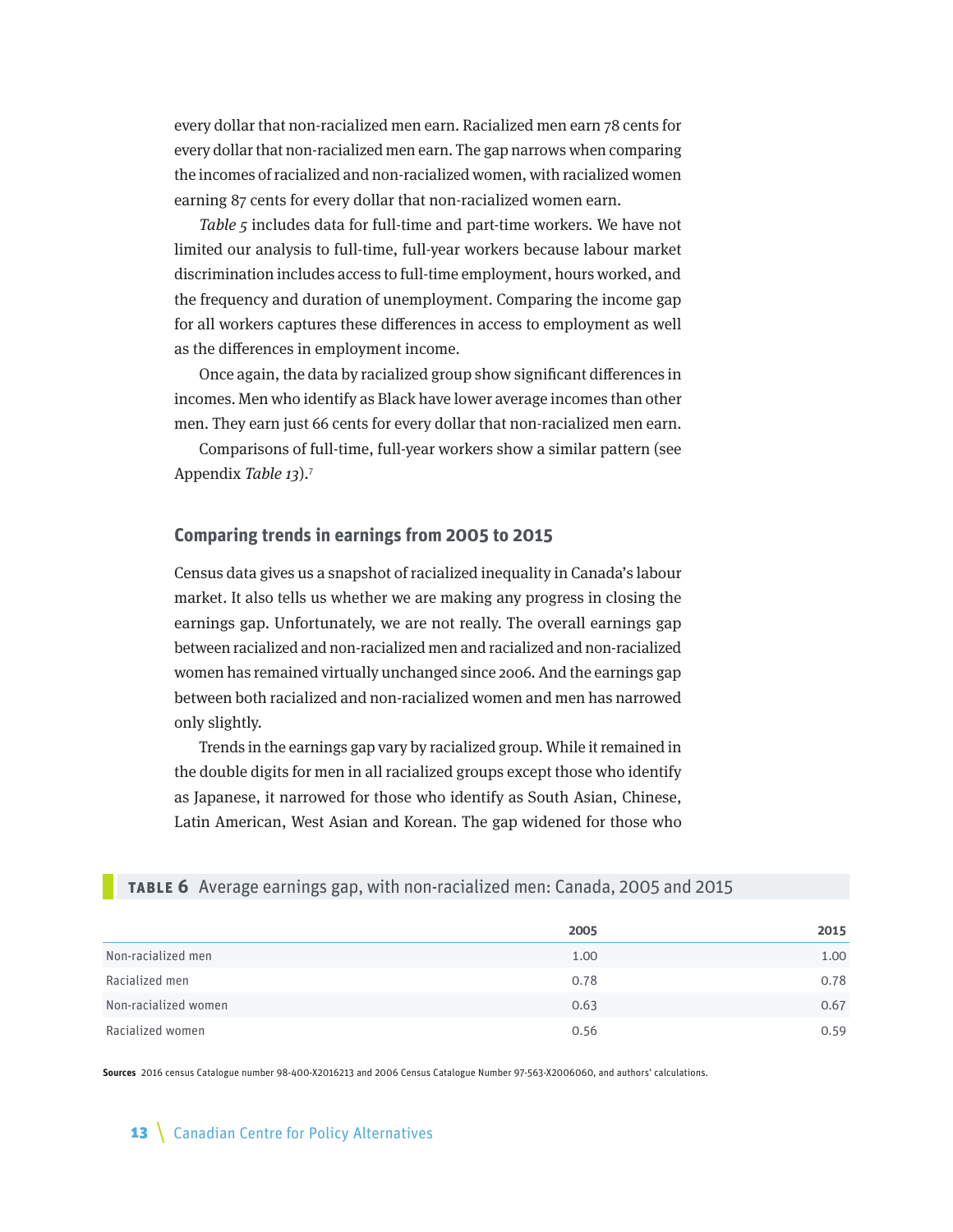every dollar that non-racialized men earn. Racialized men earn 78 cents for every dollar that non-racialized men earn. The gap narrows when comparing the incomes of racialized and non-racialized women, with racialized women earning 87 cents for every dollar that non-racialized women earn.

*Table 5* includes data for full-time and part-time workers. We have not limited our analysis to full-time, full-year workers because labour market discrimination includes access to full-time employment, hours worked, and the frequency and duration of unemployment. Comparing the income gap for all workers captures these differences in access to employment as well as the differences in employment income.

Once again, the data by racialized group show significant differences in incomes. Men who identify as Black have lower average incomes than other men. They earn just 66 cents for every dollar that non-racialized men earn.

Comparisons of full-time, full-year workers show a similar pattern (see Appendix *Table 13*).[7]

## Comparing trends in earnings from 2005 to 2015

Census data gives us a snapshot of racialized inequality in Canada's labour market. It also tells us whether we are making any progress in closing the earnings gap. Unfortunately, we are not really. The overall earnings gap between racialized and non-racialized men and racialized and non-racialized women has remained virtually unchanged since 2006. And the earnings gap between both racialized and non-racialized women and men has narrowed only slightly.

Trends in the earnings gap vary by racialized group. While it remained in the double digits for men in all racialized groups except those who identify as Japanese, it narrowed for those who identify as South Asian, Chinese, Latin American, West Asian and Korean. The gap widened for those who

**TABLE 6** Average earnings gap, with non-racialized men: Canada, 2005 and 2015

| | 2005 | 2015 |
|---|---|---|
| Non-racialized men | 1.00 | 1.00 |
| Racialized men | 0.78 | 0.78 |
| Non-racialized women | 0.63 | 0.67 |
| Racialized women | 0.56 | 0.59 |

**Sources** 2016 census Catalogue number 98-400-X2016213 and 2006 Census Catalogue Number 97-563-X2006060, and authors' calculations.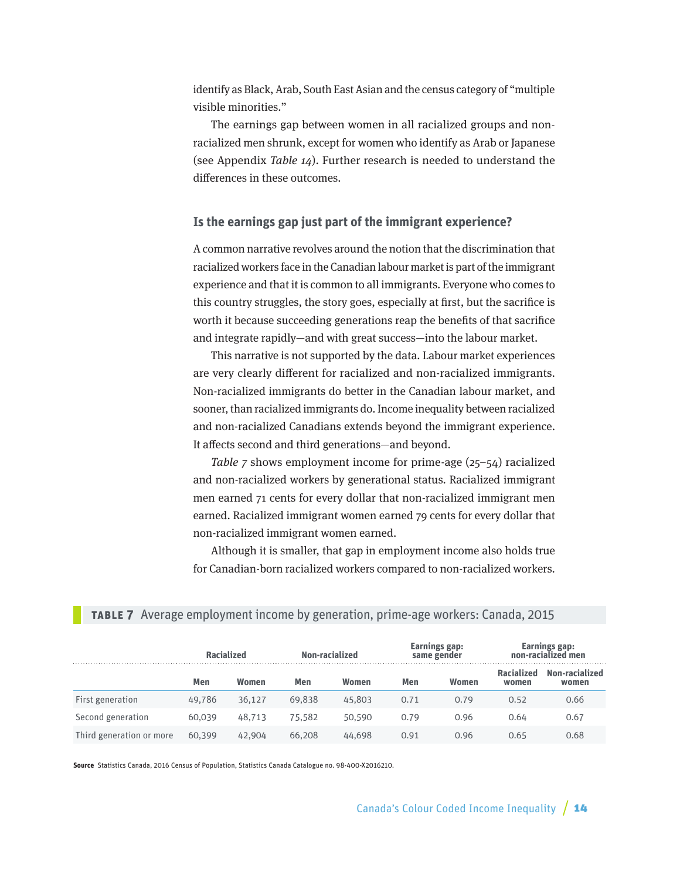identify as Black, Arab, South East Asian and the census category of "multiple visible minorities."

The earnings gap between women in all racialized groups and non-racialized men shrunk, except for women who identify as Arab or Japanese (see Appendix *Table 14*). Further research is needed to understand the differences in these outcomes.

## Is the earnings gap just part of the immigrant experience?

A common narrative revolves around the notion that the discrimination that racialized workers face in the Canadian labour market is part of the immigrant experience and that it is common to all immigrants. Everyone who comes to this country struggles, the story goes, especially at first, but the sacrifice is worth it because succeeding generations reap the benefits of that sacrifice and integrate rapidly—and with great success—into the labour market.

This narrative is not supported by the data. Labour market experiences are very clearly different for racialized and non-racialized immigrants. Non-racialized immigrants do better in the Canadian labour market, and sooner, than racialized immigrants do. Income inequality between racialized and non-racialized Canadians extends beyond the immigrant experience. It affects second and third generations—and beyond.

*Table 7* shows employment income for prime-age (25–54) racialized and non-racialized workers by generational status. Racialized immigrant men earned 71 cents for every dollar that non-racialized immigrant men earned. Racialized immigrant women earned 79 cents for every dollar that non-racialized immigrant women earned.

Although it is smaller, that gap in employment income also holds true for Canadian-born racialized workers compared to non-racialized workers.

**TABLE 7** Average employment income by generation, prime-age workers: Canada, 2015

| | Racialized | | Non-racialized | | Earnings gap: same gender | | Earnings gap: non-racialized men | |
|---|---|---|---|---|---|---|---|---|
| | Men | Women | Men | Women | Men | Women | Racialized women | Non-racialized women |
| First generation | 49,786 | 36,127 | 69,838 | 45,803 | 0.71 | 0.79 | 0.52 | 0.66 |
| Second generation | 60,039 | 48,713 | 75,582 | 50,590 | 0.79 | 0.96 | 0.64 | 0.67 |
| Third generation or more | 60,399 | 42,904 | 66,208 | 44,698 | 0.91 | 0.96 | 0.65 | 0.68 |

**Source** Statistics Canada, 2016 Census of Population, Statistics Canada Catalogue no. 98-400-X2016210.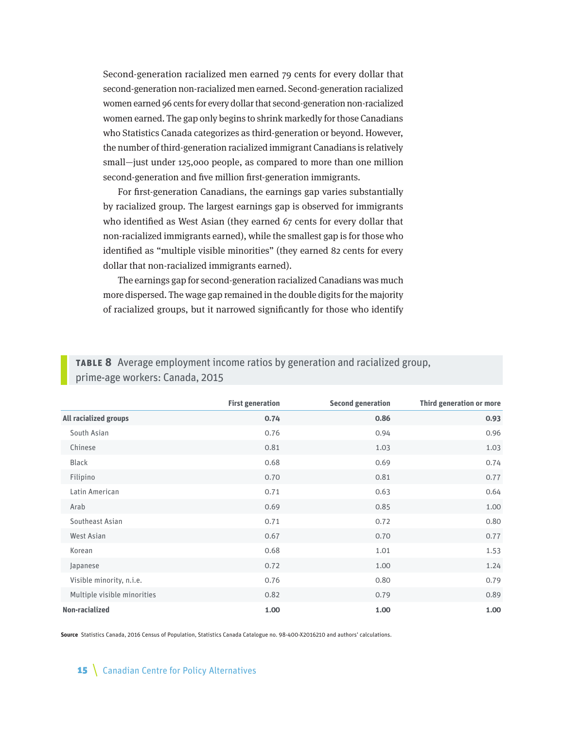Second-generation racialized men earned 79 cents for every dollar that second-generation non-racialized men earned. Second-generation racialized women earned 96 cents for every dollar that second-generation non-racialized women earned. The gap only begins to shrink markedly for those Canadians who Statistics Canada categorizes as third-generation or beyond. However, the number of third-generation racialized immigrant Canadians is relatively small—just under 125,000 people, as compared to more than one million second-generation and five million first-generation immigrants.

For first-generation Canadians, the earnings gap varies substantially by racialized group. The largest earnings gap is observed for immigrants who identified as West Asian (they earned 67 cents for every dollar that non-racialized immigrants earned), while the smallest gap is for those who identified as "multiple visible minorities" (they earned 82 cents for every dollar that non-racialized immigrants earned).

The earnings gap for second-generation racialized Canadians was much more dispersed. The wage gap remained in the double digits for the majority of racialized groups, but it narrowed significantly for those who identify

**TABLE 8** Average employment income ratios by generation and racialized group, prime-age workers: Canada, 2015

| | First generation | Second generation | Third generation or more |
|---|---|---|---|
| **All racialized groups** | **0.74** | **0.86** | **0.93** |
| South Asian | 0.76 | 0.94 | 0.96 |
| Chinese | 0.81 | 1.03 | 1.03 |
| Black | 0.68 | 0.69 | 0.74 |
| Filipino | 0.70 | 0.81 | 0.77 |
| Latin American | 0.71 | 0.63 | 0.64 |
| Arab | 0.69 | 0.85 | 1.00 |
| Southeast Asian | 0.71 | 0.72 | 0.80 |
| West Asian | 0.67 | 0.70 | 0.77 |
| Korean | 0.68 | 1.01 | 1.53 |
| Japanese | 0.72 | 1.00 | 1.24 |
| Visible minority, n.i.e. | 0.76 | 0.80 | 0.79 |
| Multiple visible minorities | 0.82 | 0.79 | 0.89 |
| **Non-racialized** | **1.00** | **1.00** | **1.00** |

**Source** Statistics Canada, 2016 Census of Population, Statistics Canada Catalogue no. 98-400-X2016210 and authors' calculations.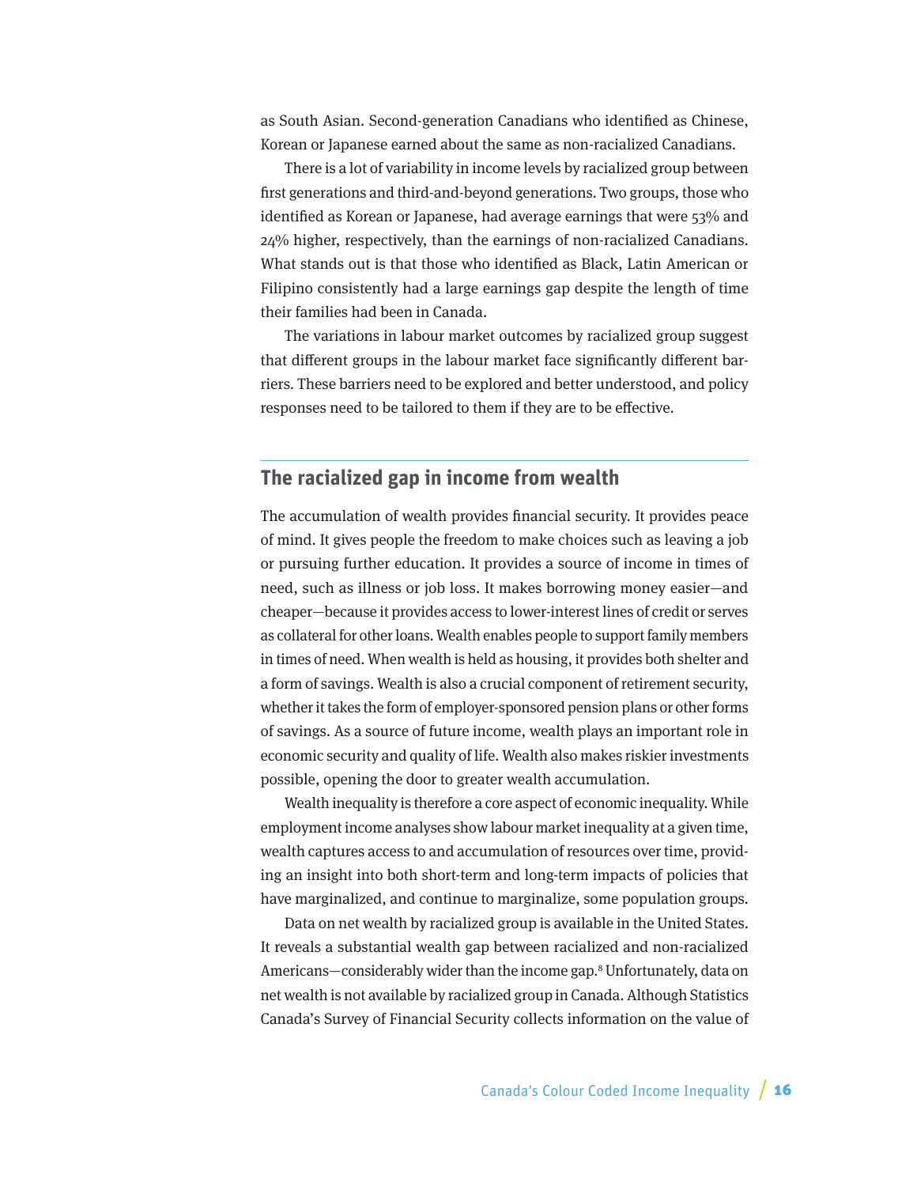as South Asian. Second-generation Canadians who identified as Chinese, Korean or Japanese earned about the same as non-racialized Canadians.

There is a lot of variability in income levels by racialized group between first generations and third-and-beyond generations. Two groups, those who identified as Korean or Japanese, had average earnings that were 53% and 24% higher, respectively, than the earnings of non-racialized Canadians. What stands out is that those who identified as Black, Latin American or Filipino consistently had a large earnings gap despite the length of time their families had been in Canada.

The variations in labour market outcomes by racialized group suggest that different groups in the labour market face significantly different barriers. These barriers need to be explored and better understood, and policy responses need to be tailored to them if they are to be effective.

## The racialized gap in income from wealth

The accumulation of wealth provides financial security. It provides peace of mind. It gives people the freedom to make choices such as leaving a job or pursuing further education. It provides a source of income in times of need, such as illness or job loss. It makes borrowing money easier—and cheaper—because it provides access to lower-interest lines of credit or serves as collateral for other loans. Wealth enables people to support family members in times of need. When wealth is held as housing, it provides both shelter and a form of savings. Wealth is also a crucial component of retirement security, whether it takes the form of employer-sponsored pension plans or other forms of savings. As a source of future income, wealth plays an important role in economic security and quality of life. Wealth also makes riskier investments possible, opening the door to greater wealth accumulation.

Wealth inequality is therefore a core aspect of economic inequality. While employment income analyses show labour market inequality at a given time, wealth captures access to and accumulation of resources over time, providing an insight into both short-term and long-term impacts of policies that have marginalized, and continue to marginalize, some population groups.

Data on net wealth by racialized group is available in the United States. It reveals a substantial wealth gap between racialized and non-racialized Americans—considerably wider than the income gap.[8] Unfortunately, data on net wealth is not available by racialized group in Canada. Although Statistics Canada's Survey of Financial Security collects information on the value of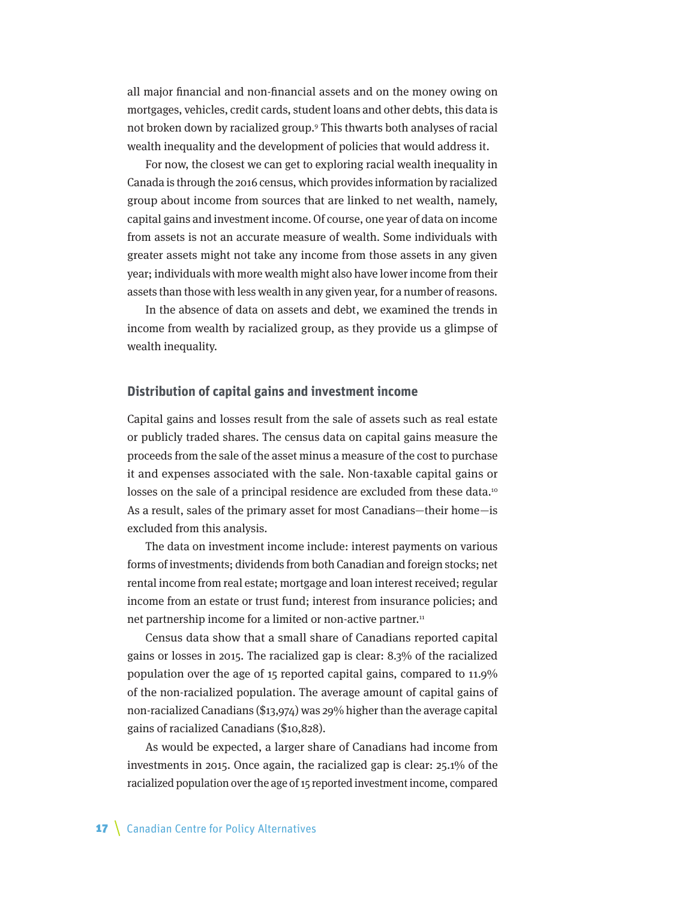all major financial and non-financial assets and on the money owing on mortgages, vehicles, credit cards, student loans and other debts, this data is not broken down by racialized group.[9] This thwarts both analyses of racial wealth inequality and the development of policies that would address it.

For now, the closest we can get to exploring racial wealth inequality in Canada is through the 2016 census, which provides information by racialized group about income from sources that are linked to net wealth, namely, capital gains and investment income. Of course, one year of data on income from assets is not an accurate measure of wealth. Some individuals with greater assets might not take any income from those assets in any given year; individuals with more wealth might also have lower income from their assets than those with less wealth in any given year, for a number of reasons.

In the absence of data on assets and debt, we examined the trends in income from wealth by racialized group, as they provide us a glimpse of wealth inequality.

### Distribution of capital gains and investment income

Capital gains and losses result from the sale of assets such as real estate or publicly traded shares. The census data on capital gains measure the proceeds from the sale of the asset minus a measure of the cost to purchase it and expenses associated with the sale. Non-taxable capital gains or losses on the sale of a principal residence are excluded from these data.[10] As a result, sales of the primary asset for most Canadians—their home—is excluded from this analysis.

The data on investment income include: interest payments on various forms of investments; dividends from both Canadian and foreign stocks; net rental income from real estate; mortgage and loan interest received; regular income from an estate or trust fund; interest from insurance policies; and net partnership income for a limited or non-active partner.[11]

Census data show that a small share of Canadians reported capital gains or losses in 2015. The racialized gap is clear: 8.3% of the racialized population over the age of 15 reported capital gains, compared to 11.9% of the non-racialized population. The average amount of capital gains of non-racialized Canadians ($13,974) was 29% higher than the average capital gains of racialized Canadians ($10,828).

As would be expected, a larger share of Canadians had income from investments in 2015. Once again, the racialized gap is clear: 25.1% of the racialized population over the age of 15 reported investment income, compared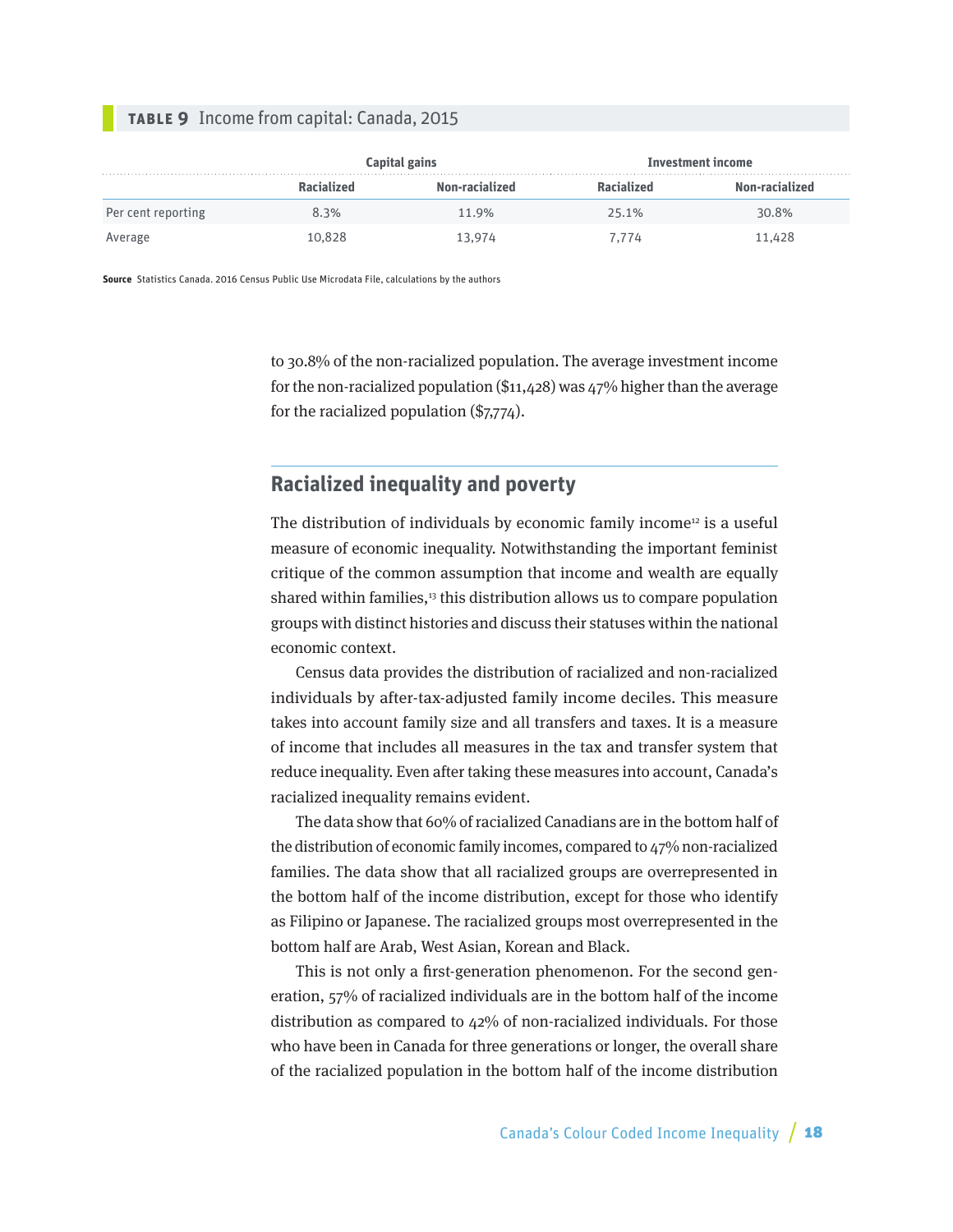**TABLE 9** Income from capital: Canada, 2015

| | Capital gains | | Investment income | |
|---|---|---|---|---|
| | Racialized | Non-racialized | Racialized | Non-racialized |
| Per cent reporting | 8.3% | 11.9% | 25.1% | 30.8% |
| Average | 10,828 | 13,974 | 7,774 | 11,428 |

**Source** Statistics Canada. 2016 Census Public Use Microdata File, calculations by the authors

to 30.8% of the non-racialized population. The average investment income for the non-racialized population ($11,428) was 47% higher than the average for the racialized population ($7,774).

## Racialized inequality and poverty

The distribution of individuals by economic family income[12] is a useful measure of economic inequality. Notwithstanding the important feminist critique of the common assumption that income and wealth are equally shared within families,[13] this distribution allows us to compare population groups with distinct histories and discuss their statuses within the national economic context.

Census data provides the distribution of racialized and non-racialized individuals by after-tax-adjusted family income deciles. This measure takes into account family size and all transfers and taxes. It is a measure of income that includes all measures in the tax and transfer system that reduce inequality. Even after taking these measures into account, Canada's racialized inequality remains evident.

The data show that 60% of racialized Canadians are in the bottom half of the distribution of economic family incomes, compared to 47% non-racialized families. The data show that all racialized groups are overrepresented in the bottom half of the income distribution, except for those who identify as Filipino or Japanese. The racialized groups most overrepresented in the bottom half are Arab, West Asian, Korean and Black.

This is not only a first-generation phenomenon. For the second generation, 57% of racialized individuals are in the bottom half of the income distribution as compared to 42% of non-racialized individuals. For those who have been in Canada for three generations or longer, the overall share of the racialized population in the bottom half of the income distribution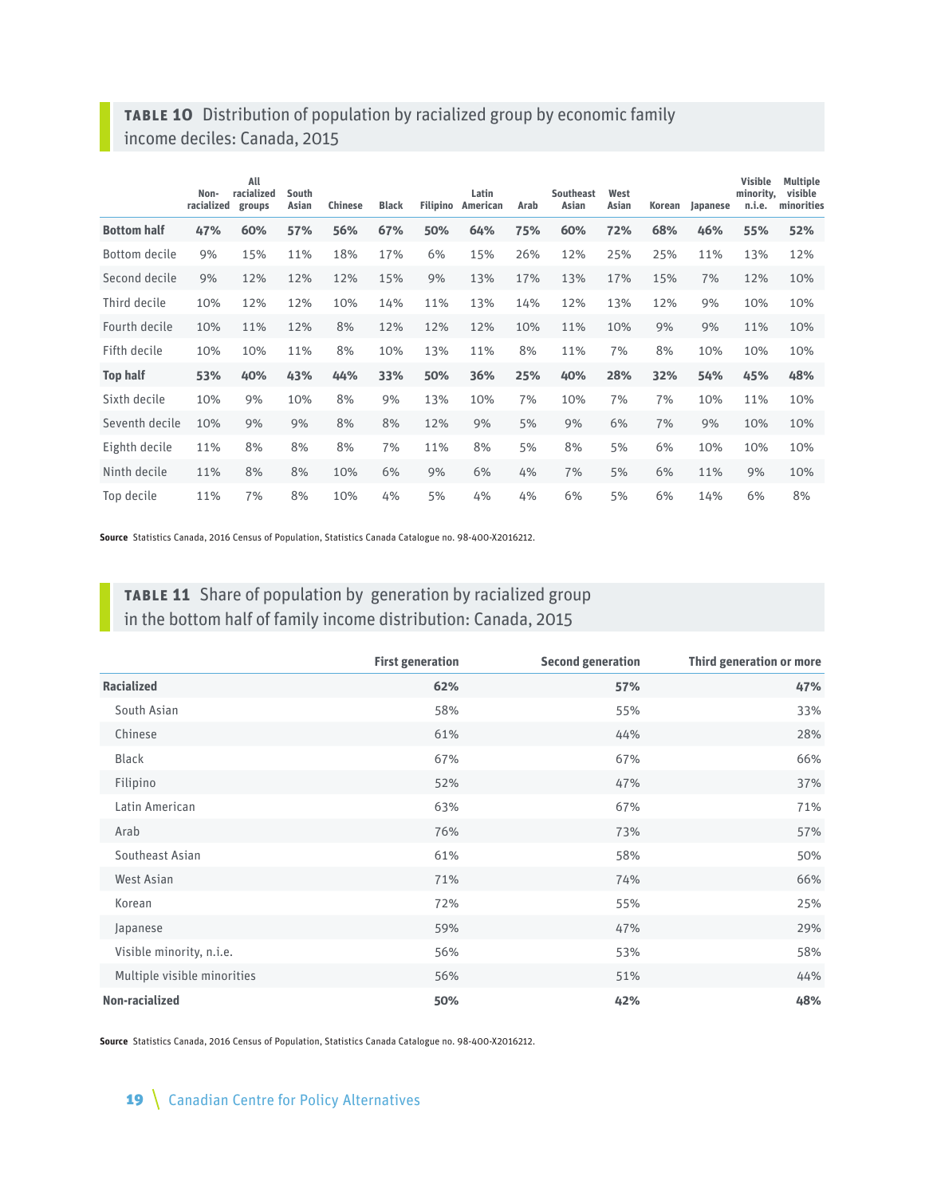**TABLE 10** Distribution of population by racialized group by economic family income deciles: Canada, 2015

| | Non-racialized | All racialized groups | South Asian | Chinese | Black | Filipino | Latin American | Arab | Southeast Asian | West Asian | Korean | Japanese | Visible minority, n.i.e. | Multiple visible minorities |
|---|---|---|---|---|---|---|---|---|---|---|---|---|---|---|
| **Bottom half** | **47%** | **60%** | **57%** | **56%** | **67%** | **50%** | **64%** | **75%** | **60%** | **72%** | **68%** | **46%** | **55%** | **52%** |
| Bottom decile | 9% | 15% | 11% | 18% | 17% | 6% | 15% | 26% | 12% | 25% | 25% | 11% | 13% | 12% |
| Second decile | 9% | 12% | 12% | 12% | 15% | 9% | 13% | 17% | 13% | 17% | 15% | 7% | 12% | 10% |
| Third decile | 10% | 12% | 12% | 10% | 14% | 11% | 13% | 14% | 12% | 13% | 12% | 9% | 10% | 10% |
| Fourth decile | 10% | 11% | 12% | 8% | 12% | 12% | 12% | 10% | 11% | 10% | 9% | 9% | 11% | 10% |
| Fifth decile | 10% | 10% | 11% | 8% | 10% | 13% | 11% | 8% | 11% | 7% | 8% | 10% | 10% | 10% |
| **Top half** | **53%** | **40%** | **43%** | **44%** | **33%** | **50%** | **36%** | **25%** | **40%** | **28%** | **32%** | **54%** | **45%** | **48%** |
| Sixth decile | 10% | 9% | 10% | 8% | 9% | 13% | 10% | 7% | 10% | 7% | 7% | 10% | 11% | 10% |
| Seventh decile | 10% | 9% | 9% | 8% | 8% | 12% | 9% | 5% | 9% | 6% | 7% | 9% | 10% | 10% |
| Eighth decile | 11% | 8% | 8% | 8% | 7% | 11% | 8% | 5% | 8% | 5% | 6% | 10% | 10% | 10% |
| Ninth decile | 11% | 8% | 8% | 10% | 6% | 9% | 6% | 4% | 7% | 5% | 6% | 11% | 9% | 10% |
| Top decile | 11% | 7% | 8% | 10% | 4% | 5% | 4% | 4% | 6% | 5% | 6% | 14% | 6% | 8% |

**Source** Statistics Canada, 2016 Census of Population, Statistics Canada Catalogue no. 98-400-X2016212.

**TABLE 11** Share of population by generation by racialized group in the bottom half of family income distribution: Canada, 2015

| | First generation | Second generation | Third generation or more |
|---|---|---|---|
| **Racialized** | **62%** | **57%** | **47%** |
| South Asian | 58% | 55% | 33% |
| Chinese | 61% | 44% | 28% |
| Black | 67% | 67% | 66% |
| Filipino | 52% | 47% | 37% |
| Latin American | 63% | 67% | 71% |
| Arab | 76% | 73% | 57% |
| Southeast Asian | 61% | 58% | 50% |
| West Asian | 71% | 74% | 66% |
| Korean | 72% | 55% | 25% |
| Japanese | 59% | 47% | 29% |
| Visible minority, n.i.e. | 56% | 53% | 58% |
| Multiple visible minorities | 56% | 51% | 44% |
| **Non-racialized** | **50%** | **42%** | **48%** |

**Source** Statistics Canada, 2016 Census of Population, Statistics Canada Catalogue no. 98-400-X2016212.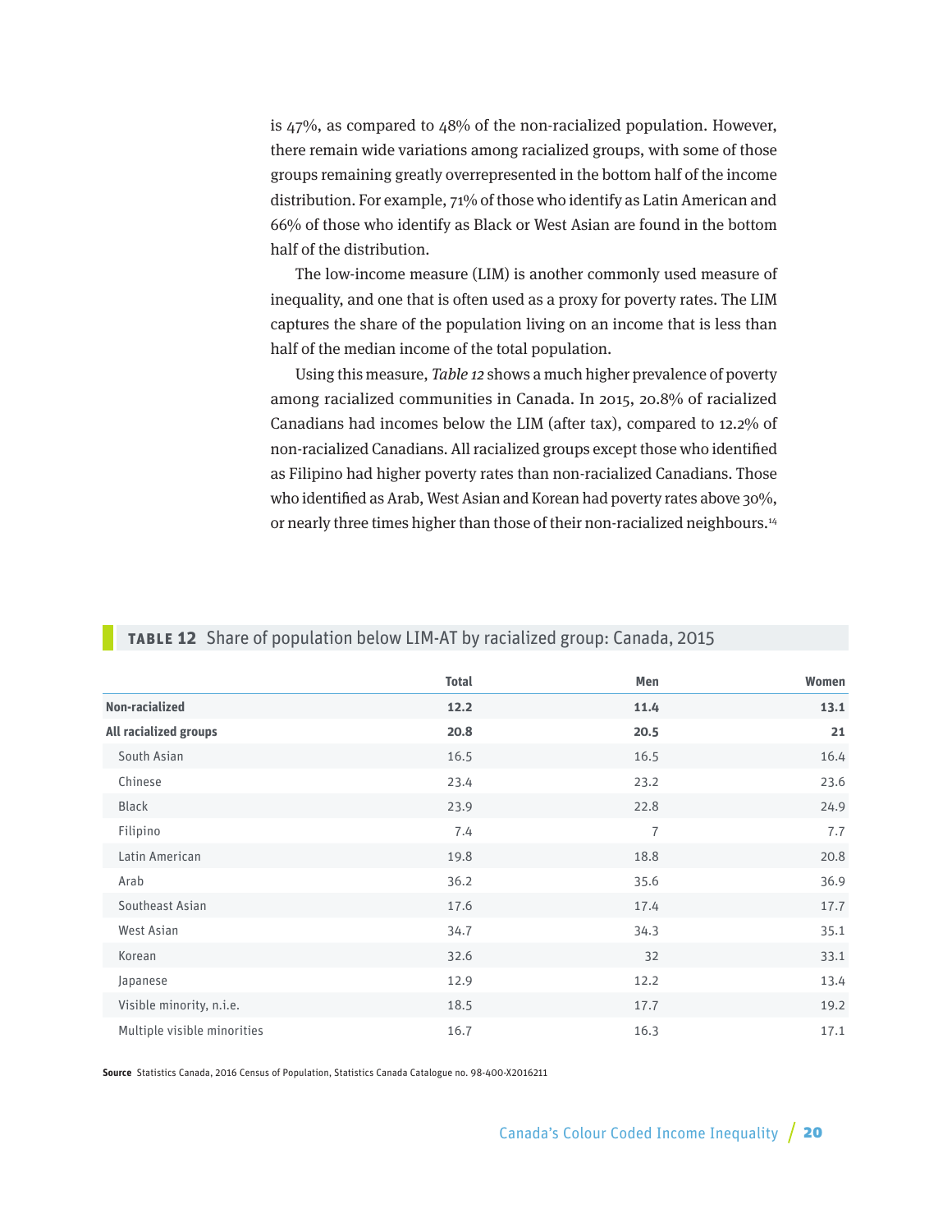is 47%, as compared to 48% of the non-racialized population. However, there remain wide variations among racialized groups, with some of those groups remaining greatly overrepresented in the bottom half of the income distribution. For example, 71% of those who identify as Latin American and 66% of those who identify as Black or West Asian are found in the bottom half of the distribution.

The low-income measure (LIM) is another commonly used measure of inequality, and one that is often used as a proxy for poverty rates. The LIM captures the share of the population living on an income that is less than half of the median income of the total population.

Using this measure, *Table 12* shows a much higher prevalence of poverty among racialized communities in Canada. In 2015, 20.8% of racialized Canadians had incomes below the LIM (after tax), compared to 12.2% of non-racialized Canadians. All racialized groups except those who identified as Filipino had higher poverty rates than non-racialized Canadians. Those who identified as Arab, West Asian and Korean had poverty rates above 30%, or nearly three times higher than those of their non-racialized neighbours.[14]

**TABLE 12** Share of population below LIM-AT by racialized group: Canada, 2015

| | Total | Men | Women |
|---|---|---|---|
| **Non-racialized** | **12.2** | **11.4** | **13.1** |
| **All racialized groups** | **20.8** | **20.5** | **21** |
| South Asian | 16.5 | 16.5 | 16.4 |
| Chinese | 23.4 | 23.2 | 23.6 |
| Black | 23.9 | 22.8 | 24.9 |
| Filipino | 7.4 | 7 | 7.7 |
| Latin American | 19.8 | 18.8 | 20.8 |
| Arab | 36.2 | 35.6 | 36.9 |
| Southeast Asian | 17.6 | 17.4 | 17.7 |
| West Asian | 34.7 | 34.3 | 35.1 |
| Korean | 32.6 | 32 | 33.1 |
| Japanese | 12.9 | 12.2 | 13.4 |
| Visible minority, n.i.e. | 18.5 | 17.7 | 19.2 |
| Multiple visible minorities | 16.7 | 16.3 | 17.1 |

**Source** Statistics Canada, 2016 Census of Population, Statistics Canada Catalogue no. 98-400-X2016211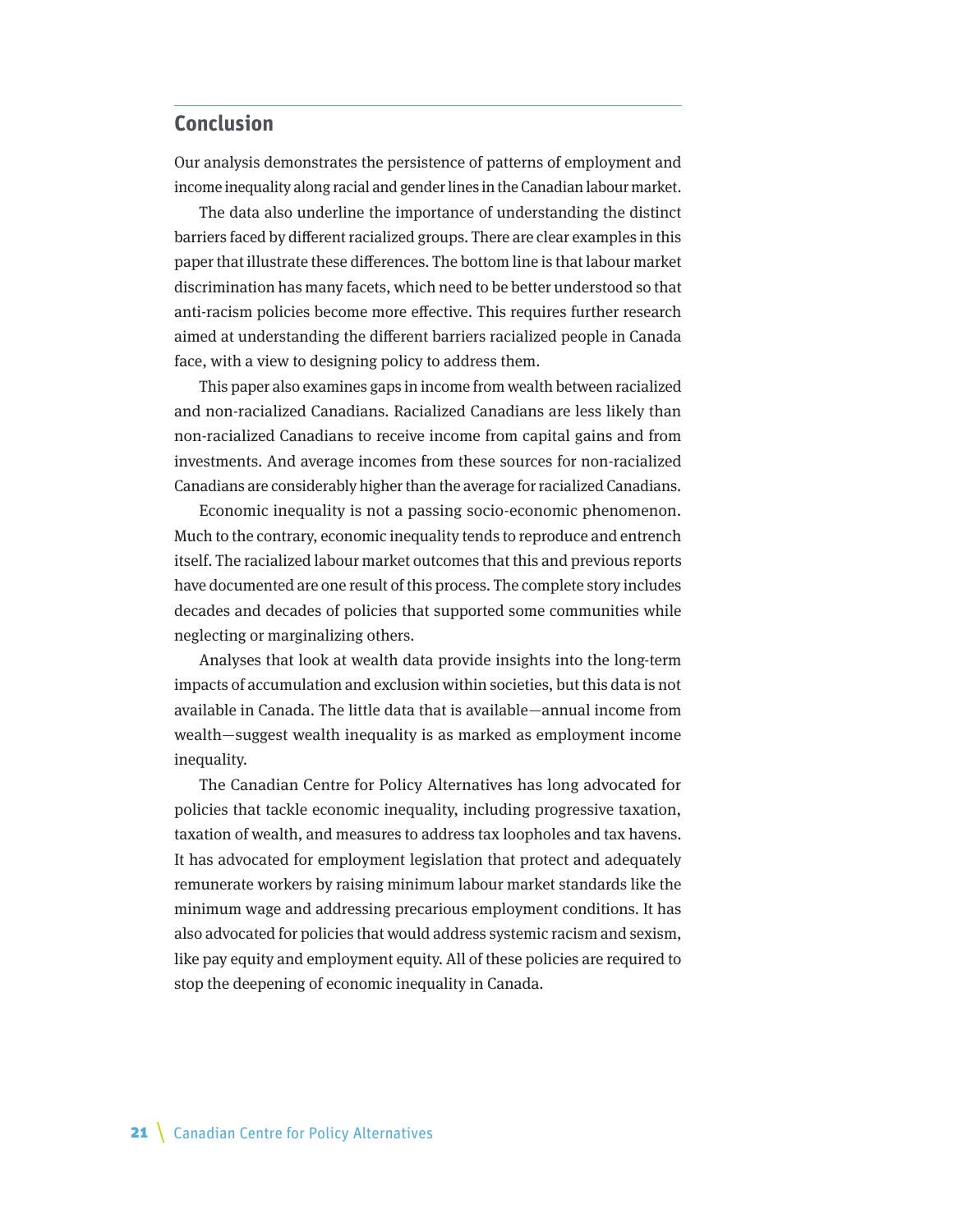## Conclusion

Our analysis demonstrates the persistence of patterns of employment and income inequality along racial and gender lines in the Canadian labour market.

The data also underline the importance of understanding the distinct barriers faced by different racialized groups. There are clear examples in this paper that illustrate these differences. The bottom line is that labour market discrimination has many facets, which need to be better understood so that anti-racism policies become more effective. This requires further research aimed at understanding the different barriers racialized people in Canada face, with a view to designing policy to address them.

This paper also examines gaps in income from wealth between racialized and non-racialized Canadians. Racialized Canadians are less likely than non-racialized Canadians to receive income from capital gains and from investments. And average incomes from these sources for non-racialized Canadians are considerably higher than the average for racialized Canadians.

Economic inequality is not a passing socio-economic phenomenon. Much to the contrary, economic inequality tends to reproduce and entrench itself. The racialized labour market outcomes that this and previous reports have documented are one result of this process. The complete story includes decades and decades of policies that supported some communities while neglecting or marginalizing others.

Analyses that look at wealth data provide insights into the long-term impacts of accumulation and exclusion within societies, but this data is not available in Canada. The little data that is available—annual income from wealth—suggest wealth inequality is as marked as employment income inequality.

The Canadian Centre for Policy Alternatives has long advocated for policies that tackle economic inequality, including progressive taxation, taxation of wealth, and measures to address tax loopholes and tax havens. It has advocated for employment legislation that protect and adequately remunerate workers by raising minimum labour market standards like the minimum wage and addressing precarious employment conditions. It has also advocated for policies that would address systemic racism and sexism, like pay equity and employment equity. All of these policies are required to stop the deepening of economic inequality in Canada.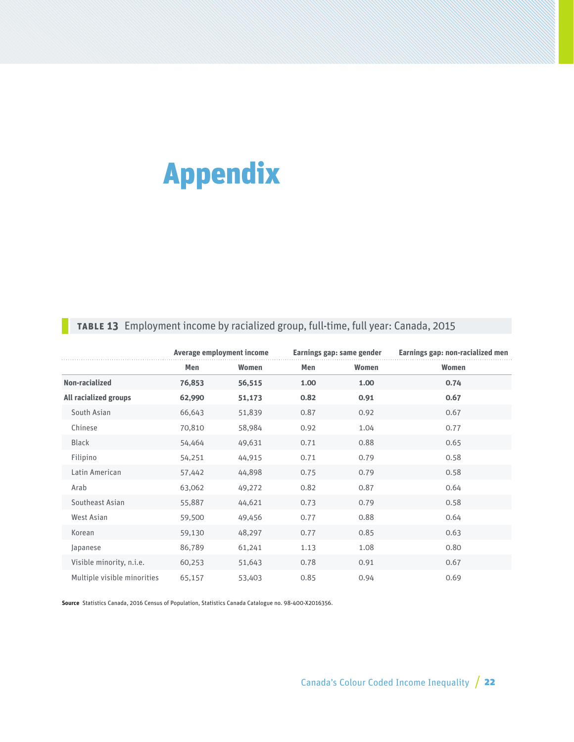# Appendix

**TABLE 13** Employment income by racialized group, full-time, full year: Canada, 2015

| | Average employment income | | Earnings gap: same gender | | Earnings gap: non-racialized men |
|---|---|---|---|---|---|
| | Men | Women | Men | Women | Women |
| **Non-racialized** | **76,853** | **56,515** | **1.00** | **1.00** | **0.74** |
| **All racialized groups** | **62,990** | **51,173** | **0.82** | **0.91** | **0.67** |
| South Asian | 66,643 | 51,839 | 0.87 | 0.92 | 0.67 |
| Chinese | 70,810 | 58,984 | 0.92 | 1.04 | 0.77 |
| Black | 54,464 | 49,631 | 0.71 | 0.88 | 0.65 |
| Filipino | 54,251 | 44,915 | 0.71 | 0.79 | 0.58 |
| Latin American | 57,442 | 44,898 | 0.75 | 0.79 | 0.58 |
| Arab | 63,062 | 49,272 | 0.82 | 0.87 | 0.64 |
| Southeast Asian | 55,887 | 44,621 | 0.73 | 0.79 | 0.58 |
| West Asian | 59,500 | 49,456 | 0.77 | 0.88 | 0.64 |
| Korean | 59,130 | 48,297 | 0.77 | 0.85 | 0.63 |
| Japanese | 86,789 | 61,241 | 1.13 | 1.08 | 0.80 |
| Visible minority, n.i.e. | 60,253 | 51,643 | 0.78 | 0.91 | 0.67 |
| Multiple visible minorities | 65,157 | 53,403 | 0.85 | 0.94 | 0.69 |

**Source** Statistics Canada, 2016 Census of Population, Statistics Canada Catalogue no. 98-400-X2016356.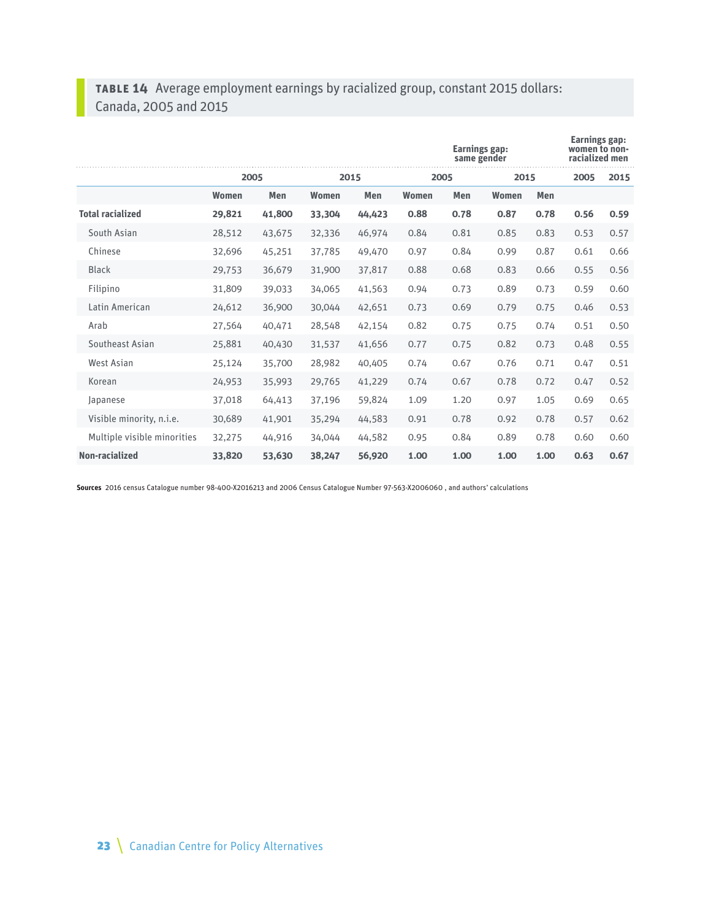**TABLE 14** Average employment earnings by racialized group, constant 2015 dollars: Canada, 2005 and 2015

| | 2005 | | 2015 | | Earnings gap: same gender 2005 | | Earnings gap: same gender 2015 | | Earnings gap: women to non-racialized men | |
|---|---|---|---|---|---|---|---|---|---|---|
| | **Women** | **Men** | **Women** | **Men** | **Women** | **Men** | **Women** | **Men** | **2005** | **2015** |
| **Total racialized** | **29,821** | **41,800** | **33,304** | **44,423** | **0.88** | **0.78** | **0.87** | **0.78** | **0.56** | **0.59** |
| South Asian | 28,512 | 43,675 | 32,336 | 46,974 | 0.84 | 0.81 | 0.85 | 0.83 | 0.53 | 0.57 |
| Chinese | 32,696 | 45,251 | 37,785 | 49,470 | 0.97 | 0.84 | 0.99 | 0.87 | 0.61 | 0.66 |
| Black | 29,753 | 36,679 | 31,900 | 37,817 | 0.88 | 0.68 | 0.83 | 0.66 | 0.55 | 0.56 |
| Filipino | 31,809 | 39,033 | 34,065 | 41,563 | 0.94 | 0.73 | 0.89 | 0.73 | 0.59 | 0.60 |
| Latin American | 24,612 | 36,900 | 30,044 | 42,651 | 0.73 | 0.69 | 0.79 | 0.75 | 0.46 | 0.53 |
| Arab | 27,564 | 40,471 | 28,548 | 42,154 | 0.82 | 0.75 | 0.75 | 0.74 | 0.51 | 0.50 |
| Southeast Asian | 25,881 | 40,430 | 31,537 | 41,656 | 0.77 | 0.75 | 0.82 | 0.73 | 0.48 | 0.55 |
| West Asian | 25,124 | 35,700 | 28,982 | 40,405 | 0.74 | 0.67 | 0.76 | 0.71 | 0.47 | 0.51 |
| Korean | 24,953 | 35,993 | 29,765 | 41,229 | 0.74 | 0.67 | 0.78 | 0.72 | 0.47 | 0.52 |
| Japanese | 37,018 | 64,413 | 37,196 | 59,824 | 1.09 | 1.20 | 0.97 | 1.05 | 0.69 | 0.65 |
| Visible minority, n.i.e. | 30,689 | 41,901 | 35,294 | 44,583 | 0.91 | 0.78 | 0.92 | 0.78 | 0.57 | 0.62 |
| Multiple visible minorities | 32,275 | 44,916 | 34,044 | 44,582 | 0.95 | 0.84 | 0.89 | 0.78 | 0.60 | 0.60 |
| **Non-racialized** | **33,820** | **53,630** | **38,247** | **56,920** | **1.00** | **1.00** | **1.00** | **1.00** | **0.63** | **0.67** |

**Sources** 2016 census Catalogue number 98-400-X2016213 and 2006 Census Catalogue Number 97-563-X2006060 , and authors' calculations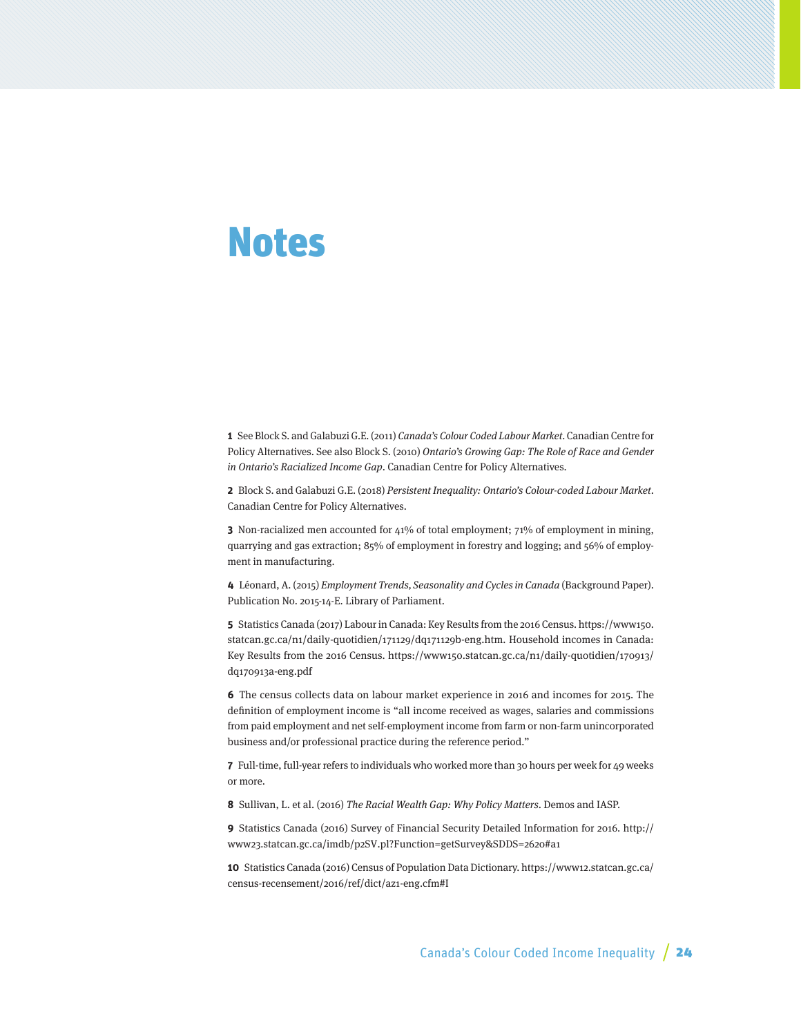# Notes

**1** See Block S. and Galabuzi G.E. (2011) *Canada's Colour Coded Labour Market*. Canadian Centre for Policy Alternatives. See also Block S. (2010) *Ontario's Growing Gap: The Role of Race and Gender in Ontario's Racialized Income Gap*. Canadian Centre for Policy Alternatives.

**2** Block S. and Galabuzi G.E. (2018) *Persistent Inequality: Ontario's Colour-coded Labour Market*. Canadian Centre for Policy Alternatives.

**3** Non-racialized men accounted for 41% of total employment; 71% of employment in mining, quarrying and gas extraction; 85% of employment in forestry and logging; and 56% of employment in manufacturing.

**4** Léonard, A. (2015) *Employment Trends, Seasonality and Cycles in Canada* (Background Paper). Publication No. 2015-14-E. Library of Parliament.

**5** Statistics Canada (2017) Labour in Canada: Key Results from the 2016 Census. https://www150.statcan.gc.ca/n1/daily-quotidien/171129/dq171129b-eng.htm. Household incomes in Canada: Key Results from the 2016 Census. https://www150.statcan.gc.ca/n1/daily-quotidien/170913/dq170913a-eng.pdf

**6** The census collects data on labour market experience in 2016 and incomes for 2015. The definition of employment income is "all income received as wages, salaries and commissions from paid employment and net self-employment income from farm or non-farm unincorporated business and/or professional practice during the reference period."

**7** Full-time, full-year refers to individuals who worked more than 30 hours per week for 49 weeks or more.

**8** Sullivan, L. et al. (2016) *The Racial Wealth Gap: Why Policy Matters*. Demos and IASP.

**9** Statistics Canada (2016) Survey of Financial Security Detailed Information for 2016. http://www23.statcan.gc.ca/imdb/p2SV.pl?Function=getSurvey&SDDS=2620#a1

**10** Statistics Canada (2016) Census of Population Data Dictionary. https://www12.statcan.gc.ca/census-recensement/2016/ref/dict/az1-eng.cfm#I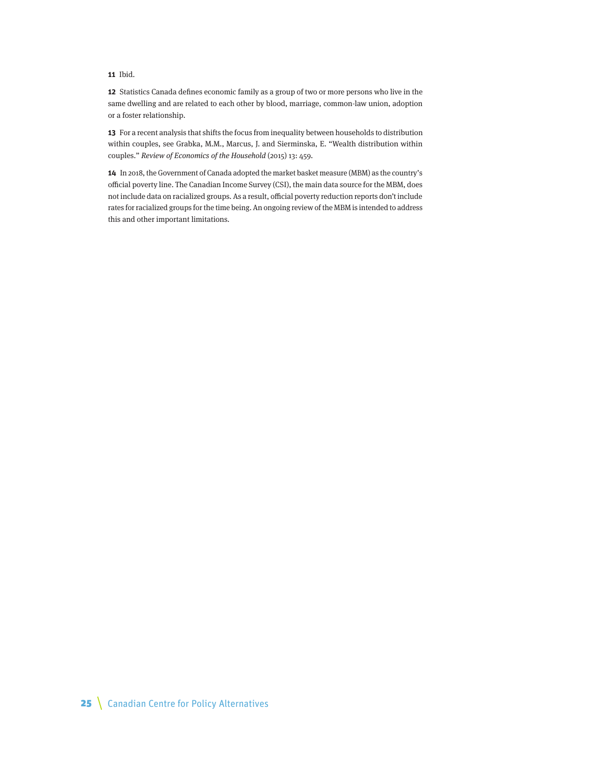**11** Ibid.

**12** Statistics Canada defines economic family as a group of two or more persons who live in the same dwelling and are related to each other by blood, marriage, common-law union, adoption or a foster relationship.

**13** For a recent analysis that shifts the focus from inequality between households to distribution within couples, see Grabka, M.M., Marcus, J. and Sierminska, E. "Wealth distribution within couples." *Review of Economics of the Household* (2015) 13: 459.

**14** In 2018, the Government of Canada adopted the market basket measure (MBM) as the country's official poverty line. The Canadian Income Survey (CSI), the main data source for the MBM, does not include data on racialized groups. As a result, official poverty reduction reports don't include rates for racialized groups for the time being. An ongoing review of the MBM is intended to address this and other important limitations.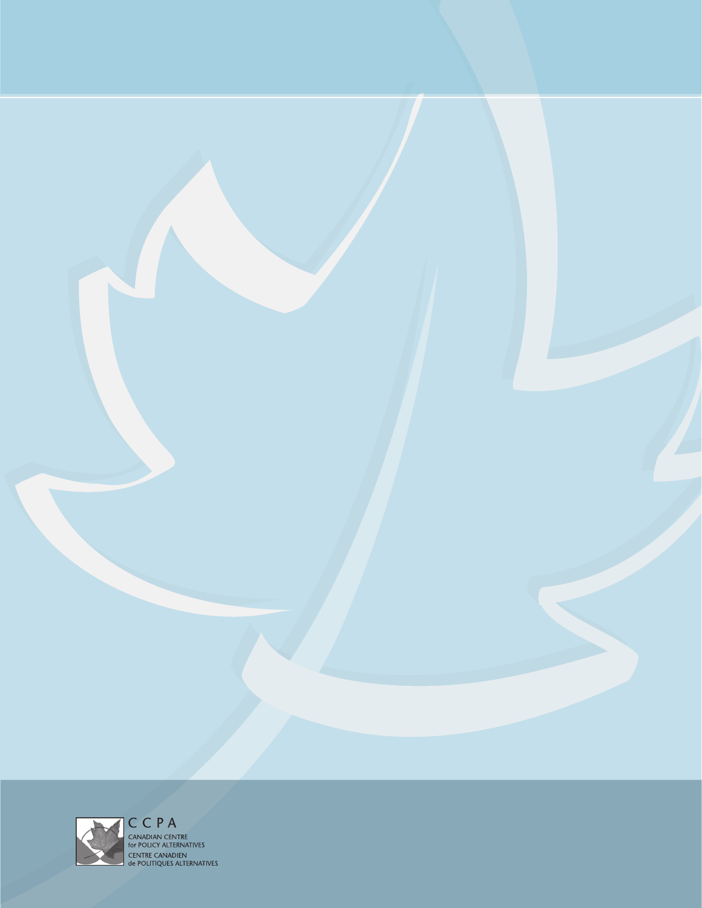CCPA
CANADIAN CENTRE
for POLICY ALTERNATIVES
CENTRE CANADIEN
de POLITIQUES ALTERNATIVES